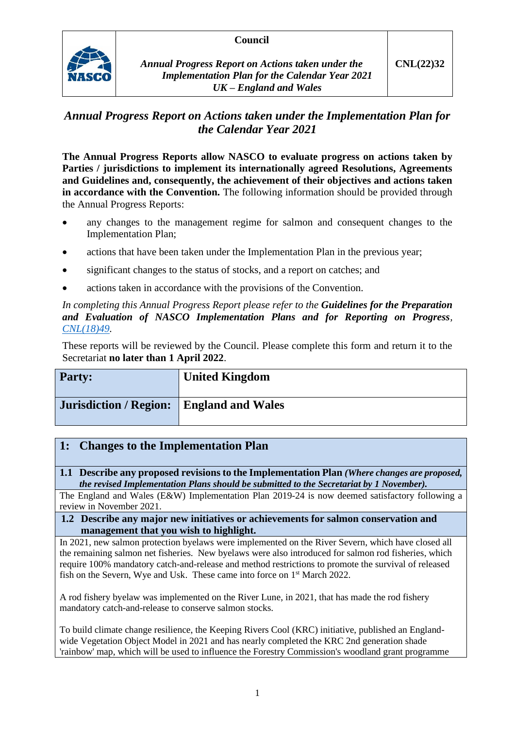| | Council | |
|---|---|---|
| NASCO | *Annual Progress Report on Actions taken under the Implementation Plan for the Calendar Year 2021 UK – England and Wales* | **CNL(22)32** |

## *Annual Progress Report on Actions taken under the Implementation Plan for the Calendar Year 2021*

**The Annual Progress Reports allow NASCO to evaluate progress on actions taken by Parties / jurisdictions to implement its internationally agreed Resolutions, Agreements and Guidelines and, consequently, the achievement of their objectives and actions taken in accordance with the Convention.** The following information should be provided through the Annual Progress Reports:

- any changes to the management regime for salmon and consequent changes to the Implementation Plan;
- actions that have been taken under the Implementation Plan in the previous year;
- significant changes to the status of stocks, and a report on catches; and
- actions taken in accordance with the provisions of the Convention.

*In completing this Annual Progress Report please refer to the* ***Guidelines for the Preparation and Evaluation of NASCO Implementation Plans and for Reporting on Progress****, CNL(18)49.*

These reports will be reviewed by the Council. Please complete this form and return it to the Secretariat **no later than 1 April 2022**.

| **Party:** | **United Kingdom** |
|---|---|
| **Jurisdiction / Region:** | **England and Wales** |

## 1: Changes to the Implementation Plan

**1.1 Describe any proposed revisions to the Implementation Plan** ***(Where changes are proposed, the revised Implementation Plans should be submitted to the Secretariat by 1 November).***

The England and Wales (E&W) Implementation Plan 2019-24 is now deemed satisfactory following a review in November 2021.

**1.2 Describe any major new initiatives or achievements for salmon conservation and management that you wish to highlight.**

In 2021, new salmon protection byelaws were implemented on the River Severn, which have closed all the remaining salmon net fisheries. New byelaws were also introduced for salmon rod fisheries, which require 100% mandatory catch-and-release and method restrictions to promote the survival of released fish on the Severn, Wye and Usk. These came into force on 1st March 2022.

A rod fishery byelaw was implemented on the River Lune, in 2021, that has made the rod fishery mandatory catch-and-release to conserve salmon stocks.

To build climate change resilience, the Keeping Rivers Cool (KRC) initiative, published an England-wide Vegetation Object Model in 2021 and has nearly completed the KRC 2nd generation shade 'rainbow' map, which will be used to influence the Forestry Commission's woodland grant programme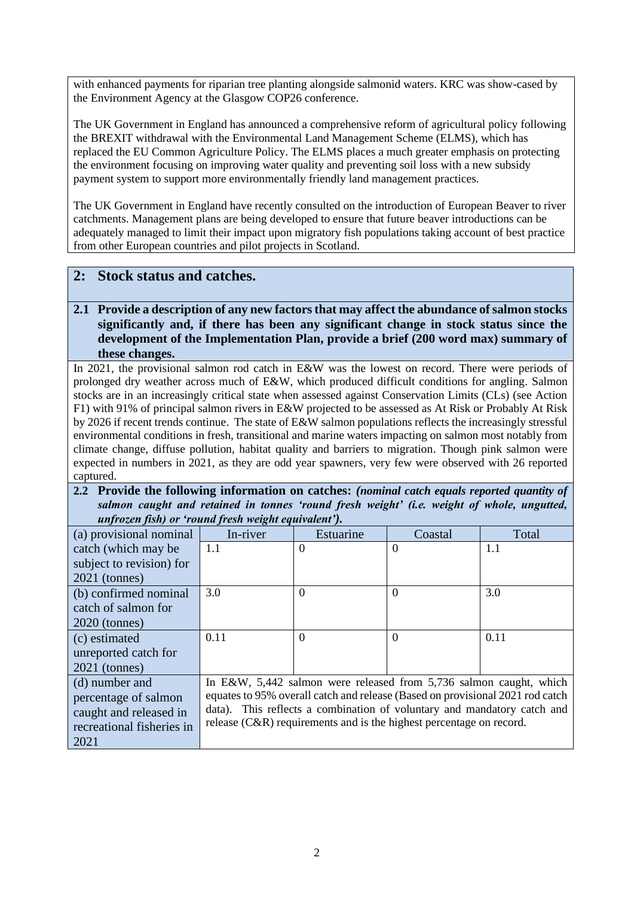with enhanced payments for riparian tree planting alongside salmonid waters. KRC was show-cased by the Environment Agency at the Glasgow COP26 conference.

The UK Government in England has announced a comprehensive reform of agricultural policy following the BREXIT withdrawal with the Environmental Land Management Scheme (ELMS), which has replaced the EU Common Agriculture Policy. The ELMS places a much greater emphasis on protecting the environment focusing on improving water quality and preventing soil loss with a new subsidy payment system to support more environmentally friendly land management practices.

The UK Government in England have recently consulted on the introduction of European Beaver to river catchments. Management plans are being developed to ensure that future beaver introductions can be adequately managed to limit their impact upon migratory fish populations taking account of best practice from other European countries and pilot projects in Scotland.

## 2: Stock status and catches.

### 2.1 Provide a description of any new factors that may affect the abundance of salmon stocks significantly and, if there has been any significant change in stock status since the development of the Implementation Plan, provide a brief (200 word max) summary of these changes.

In 2021, the provisional salmon rod catch in E&W was the lowest on record. There were periods of prolonged dry weather across much of E&W, which produced difficult conditions for angling. Salmon stocks are in an increasingly critical state when assessed against Conservation Limits (CLs) (see Action F1) with 91% of principal salmon rivers in E&W projected to be assessed as At Risk or Probably At Risk by 2026 if recent trends continue. The state of E&W salmon populations reflects the increasingly stressful environmental conditions in fresh, transitional and marine waters impacting on salmon most notably from climate change, diffuse pollution, habitat quality and barriers to migration. Though pink salmon were expected in numbers in 2021, as they are odd year spawners, very few were observed with 26 reported captured.

### 2.2 Provide the following information on catches: *(nominal catch equals reported quantity of salmon caught and retained in tonnes 'round fresh weight' (i.e. weight of whole, ungutted, unfrozen fish) or 'round fresh weight equivalent').*

| | In-river | Estuarine | Coastal | Total |
|---|---|---|---|---|
| (a) provisional nominal catch (which may be subject to revision) for 2021 (tonnes) | 1.1 | 0 | 0 | 1.1 |
| (b) confirmed nominal catch of salmon for 2020 (tonnes) | 3.0 | 0 | 0 | 3.0 |
| (c) estimated unreported catch for 2021 (tonnes) | 0.11 | 0 | 0 | 0.11 |
| (d) number and percentage of salmon caught and released in recreational fisheries in 2021 | In E&W, 5,442 salmon were released from 5,736 salmon caught, which equates to 95% overall catch and release (Based on provisional 2021 rod catch data). This reflects a combination of voluntary and mandatory catch and release (C&R) requirements and is the highest percentage on record. | | | |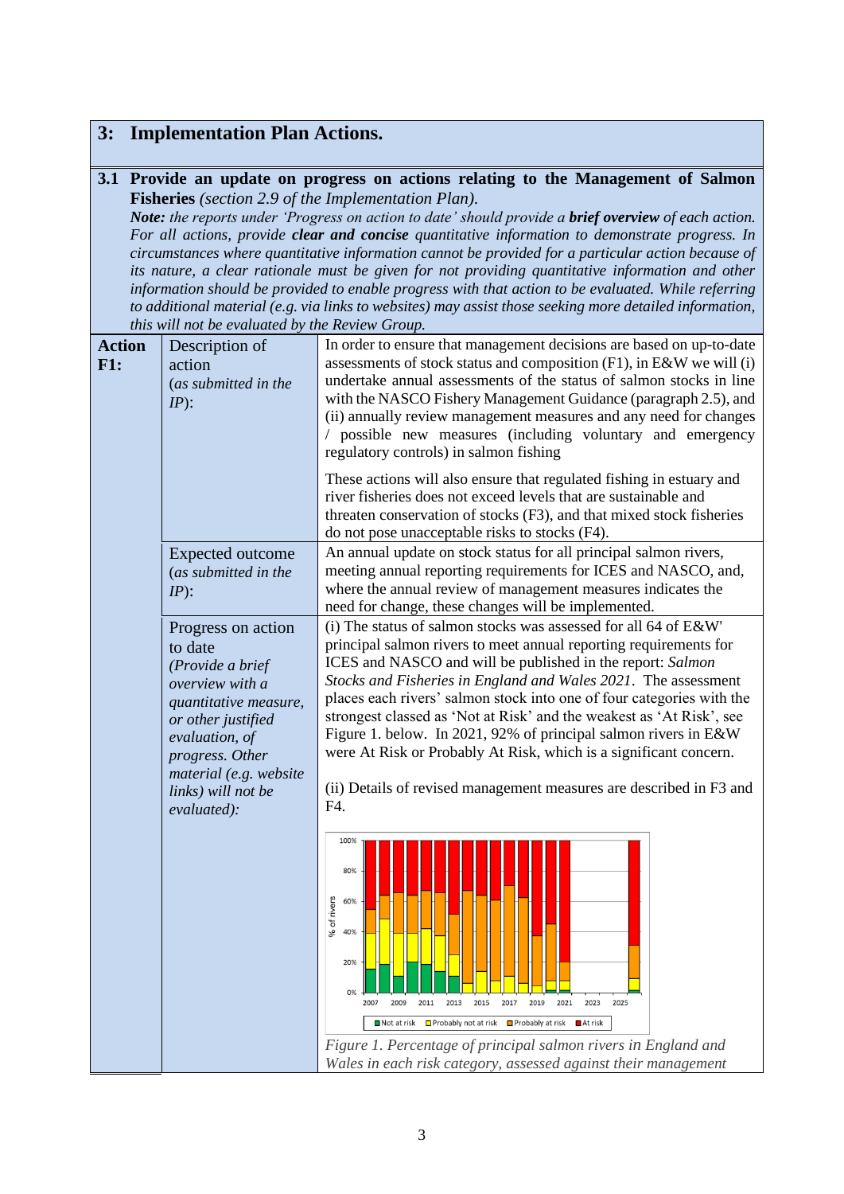## 3: Implementation Plan Actions.

**3.1 Provide an update on progress on actions relating to the Management of Salmon Fisheries** *(section 2.9 of the Implementation Plan).*

***Note:** the reports under 'Progress on action to date' should provide a **brief overview** of each action. For all actions, provide **clear and concise** quantitative information to demonstrate progress. In circumstances where quantitative information cannot be provided for a particular action because of its nature, a clear rationale must be given for not providing quantitative information and other information should be provided to enable progress with that action to be evaluated. While referring to additional material (e.g. via links to websites) may assist those seeking more detailed information, this will not be evaluated by the Review Group.*

| Action | | |
|---|---|---|
| **Action F1:** | Description of action (*as submitted in the IP*): | In order to ensure that management decisions are based on up-to-date assessments of stock status and composition (F1), in E&W we will (i) undertake annual assessments of the status of salmon stocks in line with the NASCO Fishery Management Guidance (paragraph 2.5), and (ii) annually review management measures and any need for changes / possible new measures (including voluntary and emergency regulatory controls) in salmon fishing<br><br>These actions will also ensure that regulated fishing in estuary and river fisheries does not exceed levels that are sustainable and threaten conservation of stocks (F3), and that mixed stock fisheries do not pose unacceptable risks to stocks (F4). |
| | Expected outcome (*as submitted in the IP*): | An annual update on stock status for all principal salmon rivers, meeting annual reporting requirements for ICES and NASCO, and, where the annual review of management measures indicates the need for change, these changes will be implemented. |
| | Progress on action to date *(Provide a brief overview with a quantitative measure, or other justified evaluation, of progress. Other material (e.g. website links) will not be evaluated):* | (i) The status of salmon stocks was assessed for all 64 of E&W' principal salmon rivers to meet annual reporting requirements for ICES and NASCO and will be published in the report: *Salmon Stocks and Fisheries in England and Wales 2021*. The assessment places each rivers' salmon stock into one of four categories with the strongest classed as 'Not at Risk' and the weakest as 'At Risk', see Figure 1. below. In 2021, 92% of principal salmon rivers in E&W were At Risk or Probably At Risk, which is a significant concern.<br><br>(ii) Details of revised management measures are described in F3 and F4.<br><br>*Figure 1. Percentage of principal salmon rivers in England and Wales in each risk category, assessed against their management* |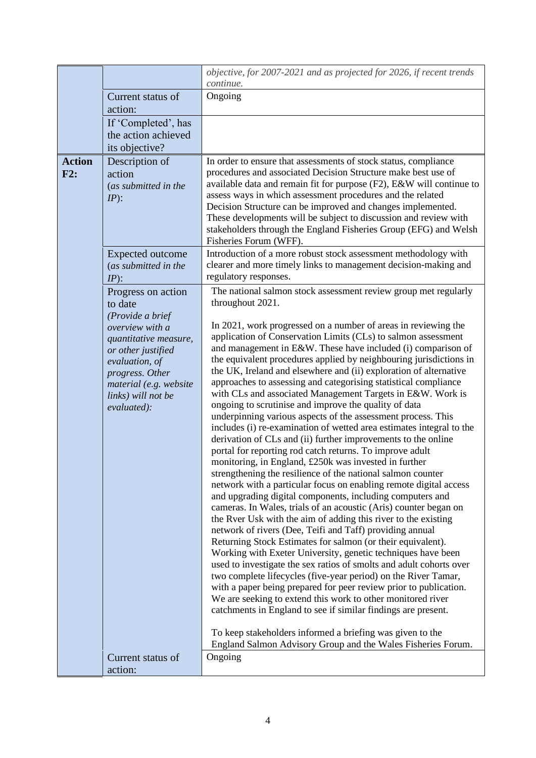| | | |
|---|---|---|
| | | *objective, for 2007-2021 and as projected for 2026, if recent trends continue.* |
| | Current status of action: | Ongoing |
| | If 'Completed', has the action achieved its objective? | |
| **Action F2:** | Description of action (*as submitted in the IP*): | In order to ensure that assessments of stock status, compliance procedures and associated Decision Structure make best use of available data and remain fit for purpose (F2), E&W will continue to assess ways in which assessment procedures and the related Decision Structure can be improved and changes implemented. These developments will be subject to discussion and review with stakeholders through the England Fisheries Group (EFG) and Welsh Fisheries Forum (WFF). |
| | Expected outcome (*as submitted in the IP*): | Introduction of a more robust stock assessment methodology with clearer and more timely links to management decision-making and regulatory responses. |
| | Progress on action to date *(Provide a brief overview with a quantitative measure, or other justified evaluation, of progress. Other material (e.g. website links) will not be evaluated):* | The national salmon stock assessment review group met regularly throughout 2021.<br><br>In 2021, work progressed on a number of areas in reviewing the application of Conservation Limits (CLs) to salmon assessment and management in E&W. These have included (i) comparison of the equivalent procedures applied by neighbouring jurisdictions in the UK, Ireland and elsewhere and (ii) exploration of alternative approaches to assessing and categorising statistical compliance with CLs and associated Management Targets in E&W. Work is ongoing to scrutinise and improve the quality of data underpinning various aspects of the assessment process. This includes (i) re-examination of wetted area estimates integral to the derivation of CLs and (ii) further improvements to the online portal for reporting rod catch returns. To improve adult monitoring, in England, £250k was invested in further strengthening the resilience of the national salmon counter network with a particular focus on enabling remote digital access and upgrading digital components, including computers and cameras. In Wales, trials of an acoustic (Aris) counter began on the Rver Usk with the aim of adding this river to the existing network of rivers (Dee, Teifi and Taff) providing annual Returning Stock Estimates for salmon (or their equivalent). Working with Exeter University, genetic techniques have been used to investigate the sex ratios of smolts and adult cohorts over two complete lifecycles (five-year period) on the River Tamar, with a paper being prepared for peer review prior to publication. We are seeking to extend this work to other monitored river catchments in England to see if similar findings are present.<br><br>To keep stakeholders informed a briefing was given to the England Salmon Advisory Group and the Wales Fisheries Forum. |
| | Current status of action: | Ongoing |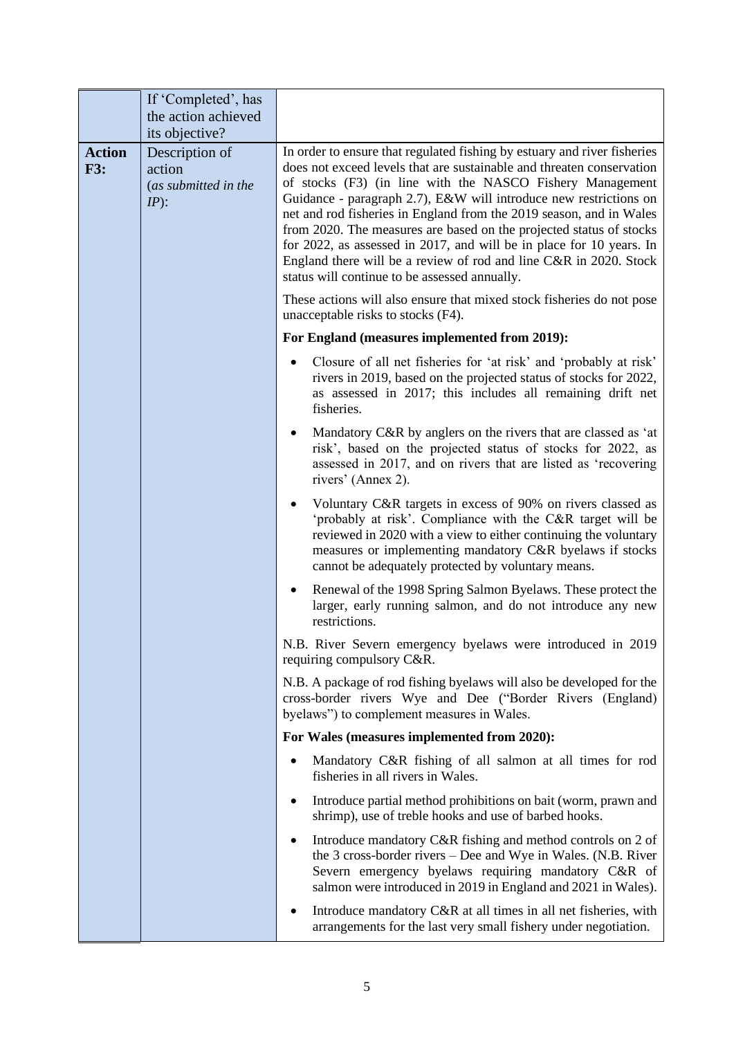|  | If 'Completed', has the action achieved its objective? |  |
|---|---|---|
| **Action F3:** | Description of action (*as submitted in the IP*): | In order to ensure that regulated fishing by estuary and river fisheries does not exceed levels that are sustainable and threaten conservation of stocks (F3) (in line with the NASCO Fishery Management Guidance - paragraph 2.7), E&W will introduce new restrictions on net and rod fisheries in England from the 2019 season, and in Wales from 2020. The measures are based on the projected status of stocks for 2022, as assessed in 2017, and will be in place for 10 years. In England there will be a review of rod and line C&R in 2020. Stock status will continue to be assessed annually.<br><br>These actions will also ensure that mixed stock fisheries do not pose unacceptable risks to stocks (F4).<br><br>**For England (measures implemented from 2019):**<br><br>• Closure of all net fisheries for 'at risk' and 'probably at risk' rivers in 2019, based on the projected status of stocks for 2022, as assessed in 2017; this includes all remaining drift net fisheries.<br><br>• Mandatory C&R by anglers on the rivers that are classed as 'at risk', based on the projected status of stocks for 2022, as assessed in 2017, and on rivers that are listed as 'recovering rivers' (Annex 2).<br><br>• Voluntary C&R targets in excess of 90% on rivers classed as 'probably at risk'. Compliance with the C&R target will be reviewed in 2020 with a view to either continuing the voluntary measures or implementing mandatory C&R byelaws if stocks cannot be adequately protected by voluntary means.<br><br>• Renewal of the 1998 Spring Salmon Byelaws. These protect the larger, early running salmon, and do not introduce any new restrictions.<br><br>N.B. River Severn emergency byelaws were introduced in 2019 requiring compulsory C&R.<br><br>N.B. A package of rod fishing byelaws will also be developed for the cross-border rivers Wye and Dee ("Border Rivers (England) byelaws") to complement measures in Wales.<br><br>**For Wales (measures implemented from 2020):**<br><br>• Mandatory C&R fishing of all salmon at all times for rod fisheries in all rivers in Wales.<br><br>• Introduce partial method prohibitions on bait (worm, prawn and shrimp), use of treble hooks and use of barbed hooks.<br><br>• Introduce mandatory C&R fishing and method controls on 2 of the 3 cross-border rivers – Dee and Wye in Wales. (N.B. River Severn emergency byelaws requiring mandatory C&R of salmon were introduced in 2019 in England and 2021 in Wales).<br><br>• Introduce mandatory C&R at all times in all net fisheries, with arrangements for the last very small fishery under negotiation. |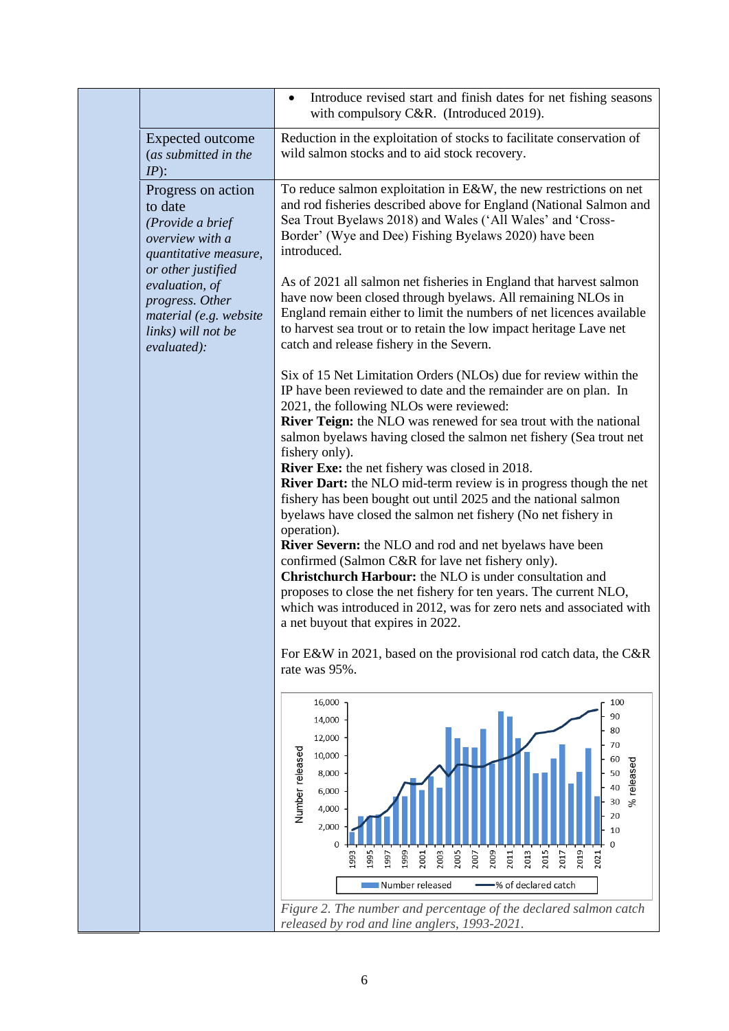| | | |
|---|---|---|
| | | • Introduce revised start and finish dates for net fishing seasons with compulsory C&R. (Introduced 2019). |
| | Expected outcome (*as submitted in the IP*): | Reduction in the exploitation of stocks to facilitate conservation of wild salmon stocks and to aid stock recovery. |
| | Progress on action to date *(Provide a brief overview with a quantitative measure, or other justified evaluation, of progress. Other material (e.g. website links) will not be evaluated):* | To reduce salmon exploitation in E&W, the new restrictions on net and rod fisheries described above for England (National Salmon and Sea Trout Byelaws 2018) and Wales ('All Wales' and 'Cross-Border' (Wye and Dee) Fishing Byelaws 2020) have been introduced.<br><br>As of 2021 all salmon net fisheries in England that harvest salmon have now been closed through byelaws. All remaining NLOs in England remain either to limit the numbers of net licences available to harvest sea trout or to retain the low impact heritage Lave net catch and release fishery in the Severn.<br><br>Six of 15 Net Limitation Orders (NLOs) due for review within the IP have been reviewed to date and the remainder are on plan. In 2021, the following NLOs were reviewed:<br>**River Teign:** the NLO was renewed for sea trout with the national salmon byelaws having closed the salmon net fishery (Sea trout net fishery only).<br>**River Exe:** the net fishery was closed in 2018.<br>**River Dart:** the NLO mid-term review is in progress though the net fishery has been bought out until 2025 and the national salmon byelaws have closed the salmon net fishery (No net fishery in operation).<br>**River Severn:** the NLO and rod and net byelaws have been confirmed (Salmon C&R for lave net fishery only).<br>**Christchurch Harbour:** the NLO is under consultation and proposes to close the net fishery for ten years. The current NLO, which was introduced in 2012, was for zero nets and associated with a net buyout that expires in 2022.<br><br>For E&W in 2021, based on the provisional rod catch data, the C&R rate was 95%.<br><br>*Figure 2. The number and percentage of the declared salmon catch released by rod and line anglers, 1993-2021.* |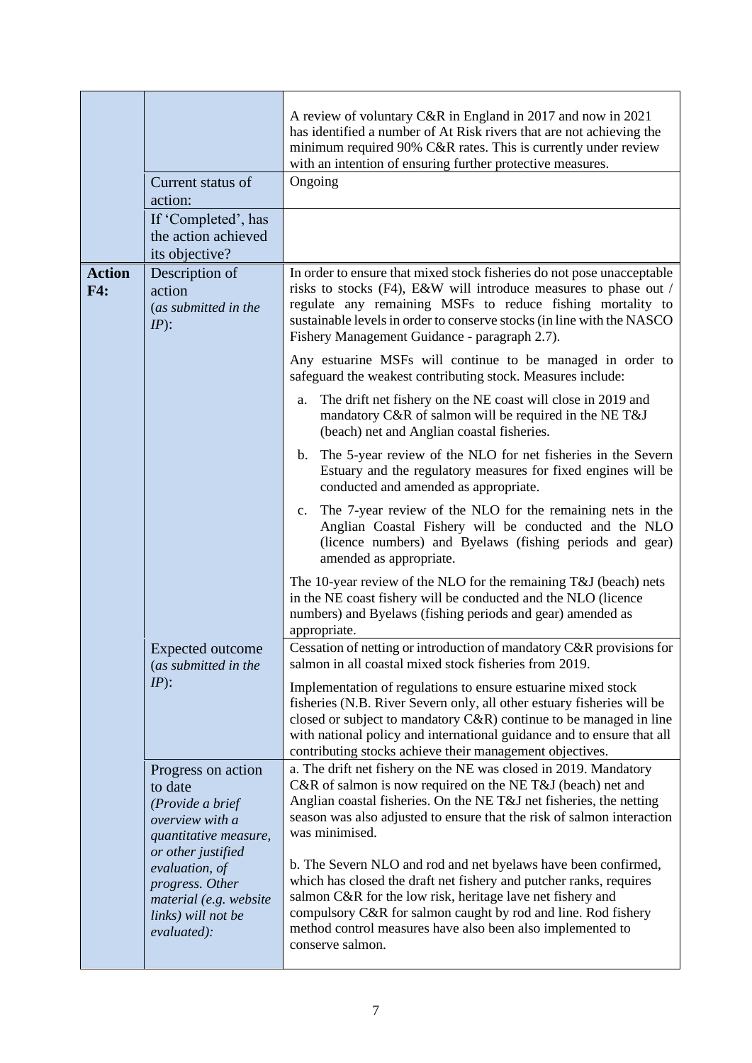| | | |
|---|---|---|
| | | A review of voluntary C&R in England in 2017 and now in 2021 has identified a number of At Risk rivers that are not achieving the minimum required 90% C&R rates. This is currently under review with an intention of ensuring further protective measures. |
| | Current status of action: | Ongoing |
| | If 'Completed', has the action achieved its objective? | |
| **Action F4:** | Description of action (*as submitted in the IP*): | In order to ensure that mixed stock fisheries do not pose unacceptable risks to stocks (F4), E&W will introduce measures to phase out / regulate any remaining MSFs to reduce fishing mortality to sustainable levels in order to conserve stocks (in line with the NASCO Fishery Management Guidance - paragraph 2.7).<br><br>Any estuarine MSFs will continue to be managed in order to safeguard the weakest contributing stock. Measures include:<br><br>a. The drift net fishery on the NE coast will close in 2019 and mandatory C&R of salmon will be required in the NE T&J (beach) net and Anglian coastal fisheries.<br><br>b. The 5-year review of the NLO for net fisheries in the Severn Estuary and the regulatory measures for fixed engines will be conducted and amended as appropriate.<br><br>c. The 7-year review of the NLO for the remaining nets in the Anglian Coastal Fishery will be conducted and the NLO (licence numbers) and Byelaws (fishing periods and gear) amended as appropriate.<br><br>The 10-year review of the NLO for the remaining T&J (beach) nets in the NE coast fishery will be conducted and the NLO (licence numbers) and Byelaws (fishing periods and gear) amended as appropriate. |
| | Expected outcome (*as submitted in the IP*): | Cessation of netting or introduction of mandatory C&R provisions for salmon in all coastal mixed stock fisheries from 2019.<br><br>Implementation of regulations to ensure estuarine mixed stock fisheries (N.B. River Severn only, all other estuary fisheries will be closed or subject to mandatory C&R) continue to be managed in line with national policy and international guidance and to ensure that all contributing stocks achieve their management objectives. |
| | Progress on action to date (*Provide a brief overview with a quantitative measure, or other justified evaluation, of progress. Other material (e.g. website links) will not be evaluated):* | a. The drift net fishery on the NE was closed in 2019. Mandatory C&R of salmon is now required on the NE T&J (beach) net and Anglian coastal fisheries. On the NE T&J net fisheries, the netting season was also adjusted to ensure that the risk of salmon interaction was minimised.<br><br>b. The Severn NLO and rod and net byelaws have been confirmed, which has closed the draft net fishery and putcher ranks, requires salmon C&R for the low risk, heritage lave net fishery and compulsory C&R for salmon caught by rod and line. Rod fishery method control measures have also been also implemented to conserve salmon. |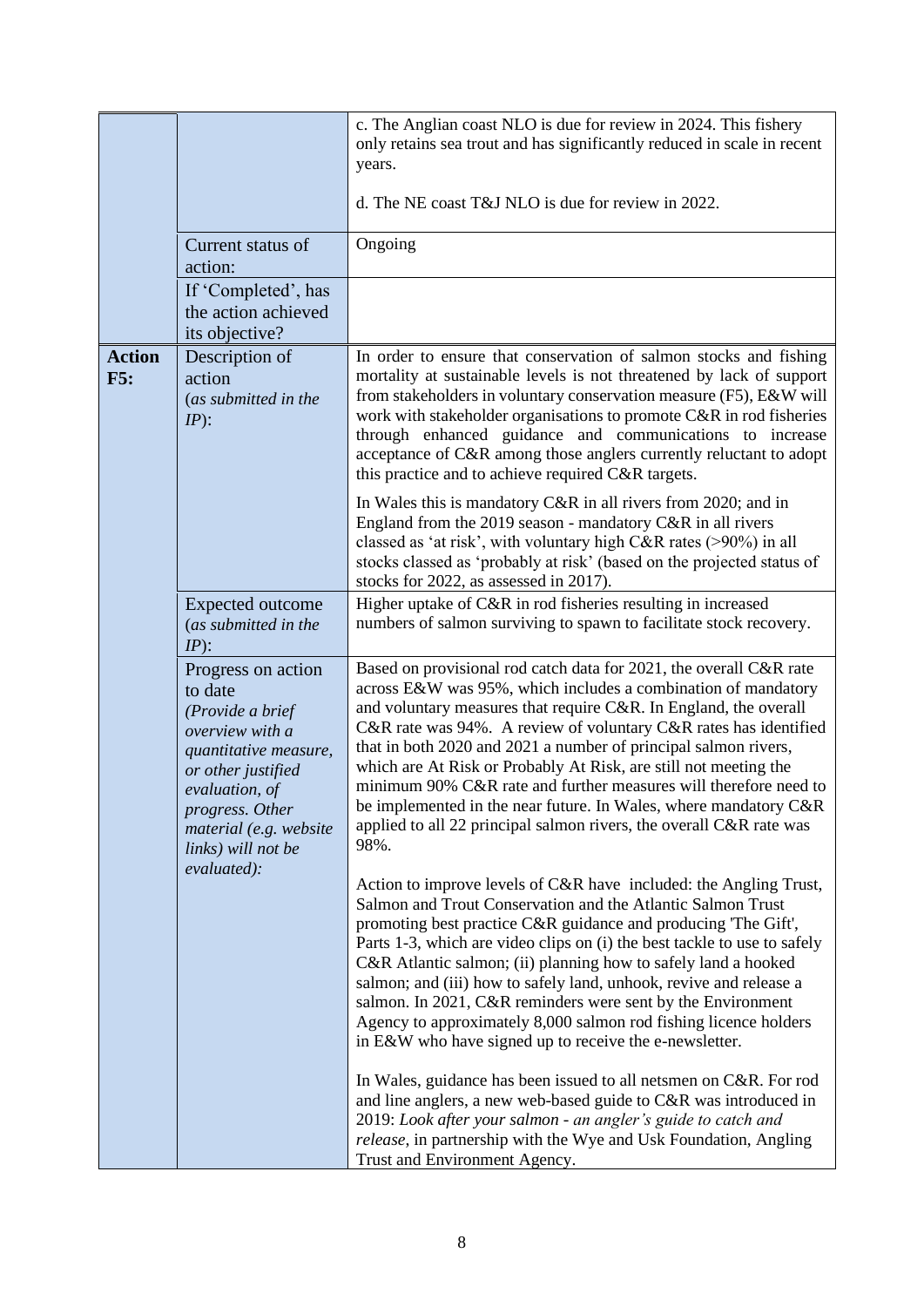| | | |
|---|---|---|
| | | c. The Anglian coast NLO is due for review in 2024. This fishery only retains sea trout and has significantly reduced in scale in recent years.<br><br>d. The NE coast T&J NLO is due for review in 2022. |
| | Current status of action: | Ongoing |
| | If 'Completed', has the action achieved its objective? | |
| **Action F5:** | Description of action (*as submitted in the IP*): | In order to ensure that conservation of salmon stocks and fishing mortality at sustainable levels is not threatened by lack of support from stakeholders in voluntary conservation measure (F5), E&W will work with stakeholder organisations to promote C&R in rod fisheries through enhanced guidance and communications to increase acceptance of C&R among those anglers currently reluctant to adopt this practice and to achieve required C&R targets.<br><br>In Wales this is mandatory C&R in all rivers from 2020; and in England from the 2019 season - mandatory C&R in all rivers classed as 'at risk', with voluntary high C&R rates (>90%) in all stocks classed as 'probably at risk' (based on the projected status of stocks for 2022, as assessed in 2017). |
| | Expected outcome (*as submitted in the IP*): | Higher uptake of C&R in rod fisheries resulting in increased numbers of salmon surviving to spawn to facilitate stock recovery. |
| | Progress on action to date *(Provide a brief overview with a quantitative measure, or other justified evaluation, of progress. Other material (e.g. website links) will not be evaluated):* | Based on provisional rod catch data for 2021, the overall C&R rate across E&W was 95%, which includes a combination of mandatory and voluntary measures that require C&R. In England, the overall C&R rate was 94%. A review of voluntary C&R rates has identified that in both 2020 and 2021 a number of principal salmon rivers, which are At Risk or Probably At Risk, are still not meeting the minimum 90% C&R rate and further measures will therefore need to be implemented in the near future. In Wales, where mandatory C&R applied to all 22 principal salmon rivers, the overall C&R rate was 98%.<br><br>Action to improve levels of C&R have included: the Angling Trust, Salmon and Trout Conservation and the Atlantic Salmon Trust promoting best practice C&R guidance and producing 'The Gift', Parts 1-3, which are video clips on (i) the best tackle to use to safely C&R Atlantic salmon; (ii) planning how to safely land a hooked salmon; and (iii) how to safely land, unhook, revive and release a salmon. In 2021, C&R reminders were sent by the Environment Agency to approximately 8,000 salmon rod fishing licence holders in E&W who have signed up to receive the e-newsletter.<br><br>In Wales, guidance has been issued to all netsmen on C&R. For rod and line anglers, a new web-based guide to C&R was introduced in 2019: *Look after your salmon - an angler's guide to catch and release*, in partnership with the Wye and Usk Foundation, Angling Trust and Environment Agency. |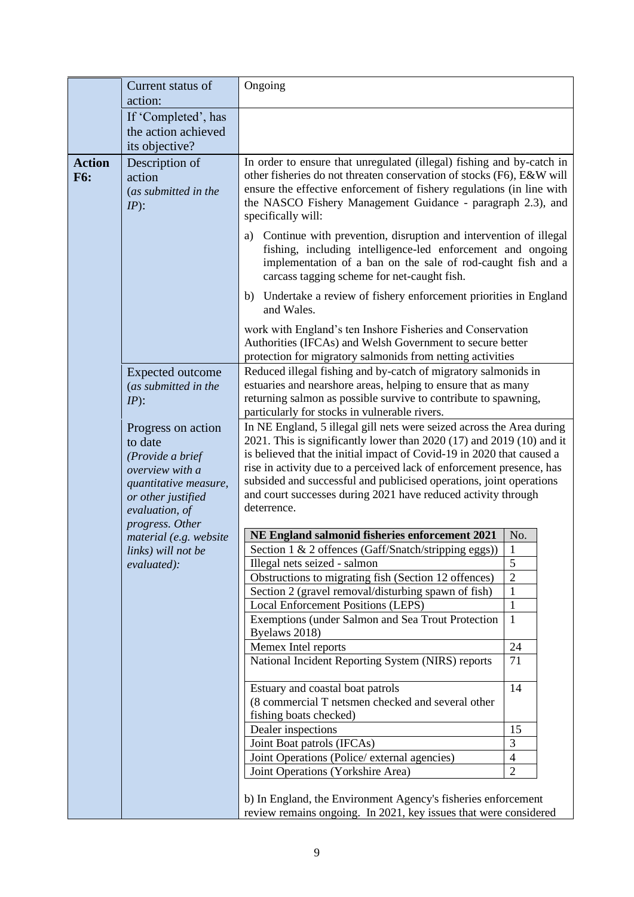| | | |
|---|---|---|
| | Current status of action: | Ongoing |
| | If 'Completed', has the action achieved its objective? | |
| **Action F6:** | Description of action (*as submitted in the IP*): | In order to ensure that unregulated (illegal) fishing and by-catch in other fisheries do not threaten conservation of stocks (F6), E&W will ensure the effective enforcement of fishery regulations (in line with the NASCO Fishery Management Guidance - paragraph 2.3), and specifically will:<br><br>a) Continue with prevention, disruption and intervention of illegal fishing, including intelligence-led enforcement and ongoing implementation of a ban on the sale of rod-caught fish and a carcass tagging scheme for net-caught fish.<br><br>b) Undertake a review of fishery enforcement priorities in England and Wales.<br><br>work with England's ten Inshore Fisheries and Conservation Authorities (IFCAs) and Welsh Government to secure better protection for migratory salmonids from netting activities |
| | Expected outcome (*as submitted in the IP*): | Reduced illegal fishing and by-catch of migratory salmonids in estuaries and nearshore areas, helping to ensure that as many returning salmon as possible survive to contribute to spawning, particularly for stocks in vulnerable rivers. |
| | Progress on action to date (*Provide a brief overview with a quantitative measure, or other justified evaluation, of progress. Other material (e.g. website links) will not be evaluated):* | In NE England, 5 illegal gill nets were seized across the Area during 2021. This is significantly lower than 2020 (17) and 2019 (10) and it is believed that the initial impact of Covid-19 in 2020 that caused a rise in activity due to a perceived lack of enforcement presence, has subsided and successful and publicised operations, joint operations and court successes during 2021 have reduced activity through deterrence.<br><br>(see table below)<br><br>b) In England, the Environment Agency's fisheries enforcement review remains ongoing. In 2021, key issues that were considered |

| NE England salmonid fisheries enforcement 2021 | No. |
|---|---|
| Section 1 & 2 offences (Gaff/Snatch/stripping eggs)) | 1 |
| Illegal nets seized - salmon | 5 |
| Obstructions to migrating fish (Section 12 offences) | 2 |
| Section 2 (gravel removal/disturbing spawn of fish) | 1 |
| Local Enforcement Positions (LEPS) | 1 |
| Exemptions (under Salmon and Sea Trout Protection Byelaws 2018) | 1 |
| Memex Intel reports | 24 |
| National Incident Reporting System (NIRS) reports | 71 |
| Estuary and coastal boat patrols (8 commercial T netsmen checked and several other fishing boats checked) | 14 |
| Dealer inspections | 15 |
| Joint Boat patrols (IFCAs) | 3 |
| Joint Operations (Police/ external agencies) | 4 |
| Joint Operations (Yorkshire Area) | 2 |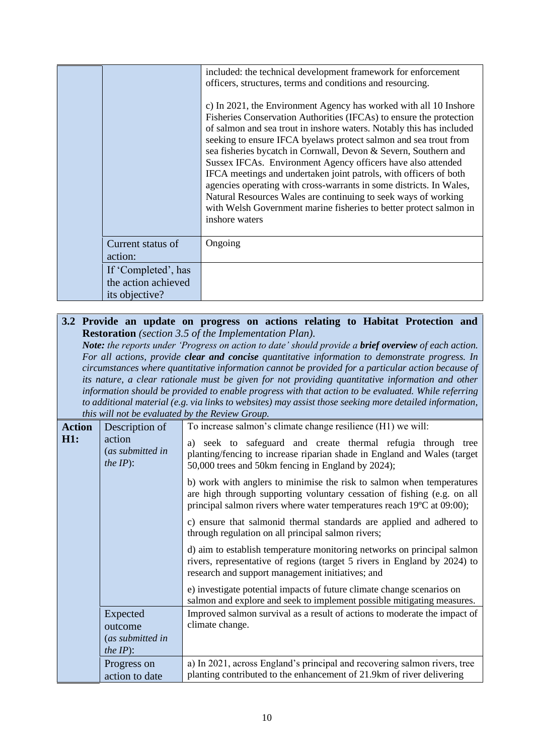| | | |
|---|---|---|
| | | included: the technical development framework for enforcement officers, structures, terms and conditions and resourcing.<br><br>c) In 2021, the Environment Agency has worked with all 10 Inshore Fisheries Conservation Authorities (IFCAs) to ensure the protection of salmon and sea trout in inshore waters. Notably this has included seeking to ensure IFCA byelaws protect salmon and sea trout from sea fisheries bycatch in Cornwall, Devon & Severn, Southern and Sussex IFCAs. Environment Agency officers have also attended IFCA meetings and undertaken joint patrols, with officers of both agencies operating with cross-warrants in some districts. In Wales, Natural Resources Wales are continuing to seek ways of working with Welsh Government marine fisheries to better protect salmon in inshore waters |
| | Current status of action: | Ongoing |
| | If 'Completed', has the action achieved its objective? | |

**3.2 Provide an update on progress on actions relating to Habitat Protection and Restoration** *(section 3.5 of the Implementation Plan).*

***Note:*** *the reports under 'Progress on action to date' should provide a* ***brief overview*** *of each action. For all actions, provide* ***clear and concise*** *quantitative information to demonstrate progress. In circumstances where quantitative information cannot be provided for a particular action because of its nature, a clear rationale must be given for not providing quantitative information and other information should be provided to enable progress with that action to be evaluated. While referring to additional material (e.g. via links to websites) may assist those seeking more detailed information, this will not be evaluated by the Review Group.*

| | | |
|---|---|---|
| **Action H1:** | Description of action (*as submitted in the IP*): | To increase salmon's climate change resilience (H1) we will:<br><br>a) seek to safeguard and create thermal refugia through tree planting/fencing to increase riparian shade in England and Wales (target 50,000 trees and 50km fencing in England by 2024);<br><br>b) work with anglers to minimise the risk to salmon when temperatures are high through supporting voluntary cessation of fishing (e.g. on all principal salmon rivers where water temperatures reach 19ºC at 09:00);<br><br>c) ensure that salmonid thermal standards are applied and adhered to through regulation on all principal salmon rivers;<br><br>d) aim to establish temperature monitoring networks on principal salmon rivers, representative of regions (target 5 rivers in England by 2024) to research and support management initiatives; and<br><br>e) investigate potential impacts of future climate change scenarios on salmon and explore and seek to implement possible mitigating measures. |
| | Expected outcome (*as submitted in the IP*): | Improved salmon survival as a result of actions to moderate the impact of climate change. |
| | Progress on action to date | a) In 2021, across England's principal and recovering salmon rivers, tree planting contributed to the enhancement of 21.9km of river delivering |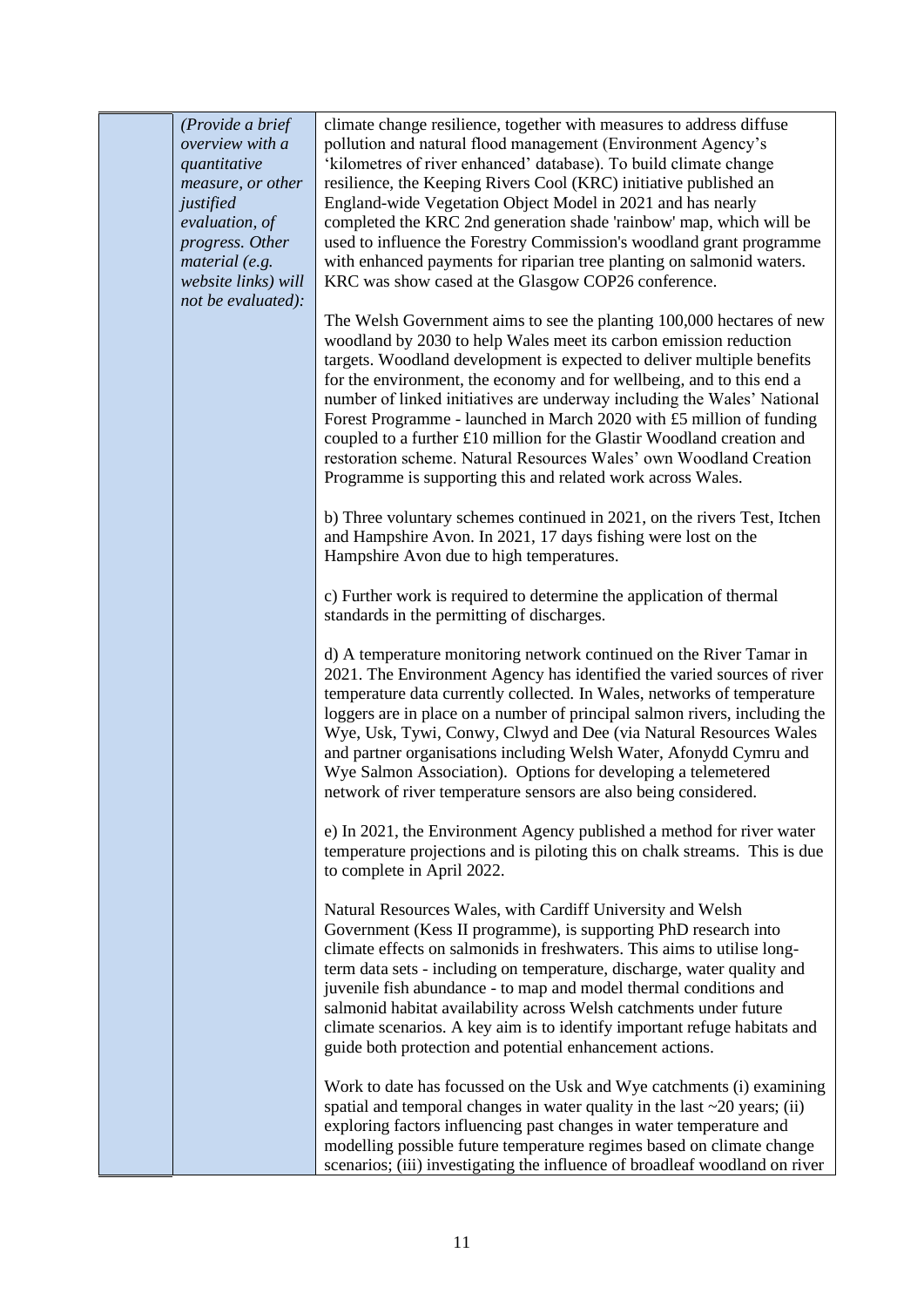| | *(Provide a brief overview with a quantitative measure, or other justified evaluation, of progress. Other material (e.g. website links) will not be evaluated):* | climate change resilience, together with measures to address diffuse pollution and natural flood management (Environment Agency's 'kilometres of river enhanced' database). To build climate change resilience, the Keeping Rivers Cool (KRC) initiative published an England-wide Vegetation Object Model in 2021 and has nearly completed the KRC 2nd generation shade 'rainbow' map, which will be used to influence the Forestry Commission's woodland grant programme with enhanced payments for riparian tree planting on salmonid waters. KRC was show cased at the Glasgow COP26 conference.<br><br>The Welsh Government aims to see the planting 100,000 hectares of new woodland by 2030 to help Wales meet its carbon emission reduction targets. Woodland development is expected to deliver multiple benefits for the environment, the economy and for wellbeing, and to this end a number of linked initiatives are underway including the Wales' National Forest Programme - launched in March 2020 with £5 million of funding coupled to a further £10 million for the Glastir Woodland creation and restoration scheme. Natural Resources Wales' own Woodland Creation Programme is supporting this and related work across Wales.<br><br>b) Three voluntary schemes continued in 2021, on the rivers Test, Itchen and Hampshire Avon. In 2021, 17 days fishing were lost on the Hampshire Avon due to high temperatures.<br><br>c) Further work is required to determine the application of thermal standards in the permitting of discharges.<br><br>d) A temperature monitoring network continued on the River Tamar in 2021. The Environment Agency has identified the varied sources of river temperature data currently collected. In Wales, networks of temperature loggers are in place on a number of principal salmon rivers, including the Wye, Usk, Tywi, Conwy, Clwyd and Dee (via Natural Resources Wales and partner organisations including Welsh Water, Afonydd Cymru and Wye Salmon Association). Options for developing a telemetered network of river temperature sensors are also being considered.<br><br>e) In 2021, the Environment Agency published a method for river water temperature projections and is piloting this on chalk streams. This is due to complete in April 2022.<br><br>Natural Resources Wales, with Cardiff University and Welsh Government (Kess II programme), is supporting PhD research into climate effects on salmonids in freshwaters. This aims to utilise long-term data sets - including on temperature, discharge, water quality and juvenile fish abundance - to map and model thermal conditions and salmonid habitat availability across Welsh catchments under future climate scenarios. A key aim is to identify important refuge habitats and guide both protection and potential enhancement actions.<br><br>Work to date has focussed on the Usk and Wye catchments (i) examining spatial and temporal changes in water quality in the last ~20 years; (ii) exploring factors influencing past changes in water temperature and modelling possible future temperature regimes based on climate change scenarios; (iii) investigating the influence of broadleaf woodland on river |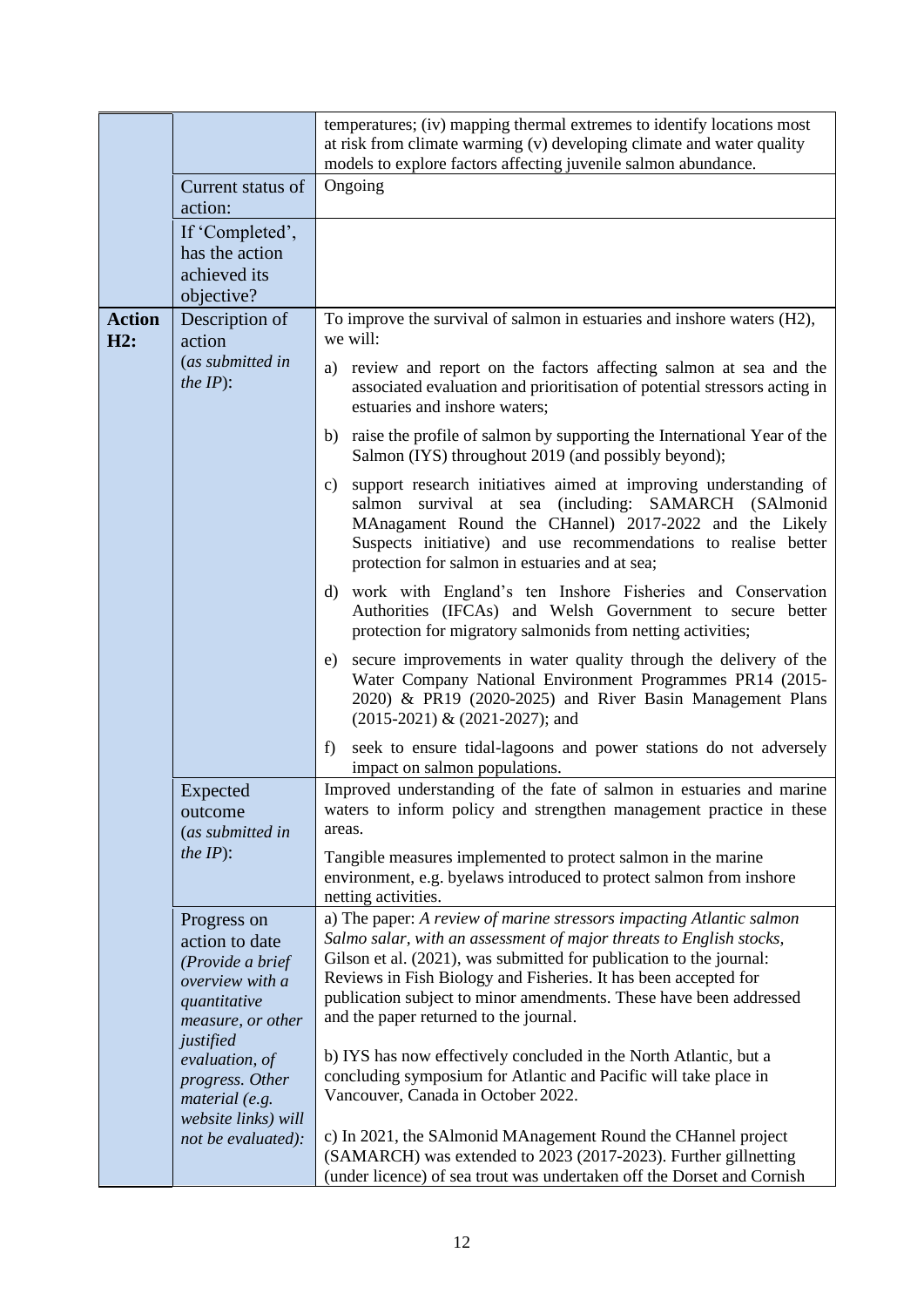| | | |
|---|---|---|
| | | temperatures; (iv) mapping thermal extremes to identify locations most at risk from climate warming (v) developing climate and water quality models to explore factors affecting juvenile salmon abundance. |
| | Current status of action: | Ongoing |
| | If 'Completed', has the action achieved its objective? | |
| **Action H2:** | Description of action (*as submitted in the IP*): | To improve the survival of salmon in estuaries and inshore waters (H2), we will:<br><br>a) review and report on the factors affecting salmon at sea and the associated evaluation and prioritisation of potential stressors acting in estuaries and inshore waters;<br><br>b) raise the profile of salmon by supporting the International Year of the Salmon (IYS) throughout 2019 (and possibly beyond);<br><br>c) support research initiatives aimed at improving understanding of salmon survival at sea (including: SAMARCH (SAlmonid MAnagament Round the CHannel) 2017-2022 and the Likely Suspects initiative) and use recommendations to realise better protection for salmon in estuaries and at sea;<br><br>d) work with England's ten Inshore Fisheries and Conservation Authorities (IFCAs) and Welsh Government to secure better protection for migratory salmonids from netting activities;<br><br>e) secure improvements in water quality through the delivery of the Water Company National Environment Programmes PR14 (2015-2020) & PR19 (2020-2025) and River Basin Management Plans (2015-2021) & (2021-2027); and<br><br>f) seek to ensure tidal-lagoons and power stations do not adversely impact on salmon populations. |
| | Expected outcome (*as submitted in the IP*): | Improved understanding of the fate of salmon in estuaries and marine waters to inform policy and strengthen management practice in these areas.<br><br>Tangible measures implemented to protect salmon in the marine environment, e.g. byelaws introduced to protect salmon from inshore netting activities. |
| | Progress on action to date (*Provide a brief overview with a quantitative measure, or other justified evaluation, of progress. Other material (e.g. website links) will not be evaluated)*: | a) The paper: *A review of marine stressors impacting Atlantic salmon Salmo salar, with an assessment of major threats to English stocks*, Gilson et al. (2021), was submitted for publication to the journal: Reviews in Fish Biology and Fisheries. It has been accepted for publication subject to minor amendments. These have been addressed and the paper returned to the journal.<br><br>b) IYS has now effectively concluded in the North Atlantic, but a concluding symposium for Atlantic and Pacific will take place in Vancouver, Canada in October 2022.<br><br>c) In 2021, the SAlmonid MAnagement Round the CHannel project (SAMARCH) was extended to 2023 (2017-2023). Further gillnetting (under licence) of sea trout was undertaken off the Dorset and Cornish |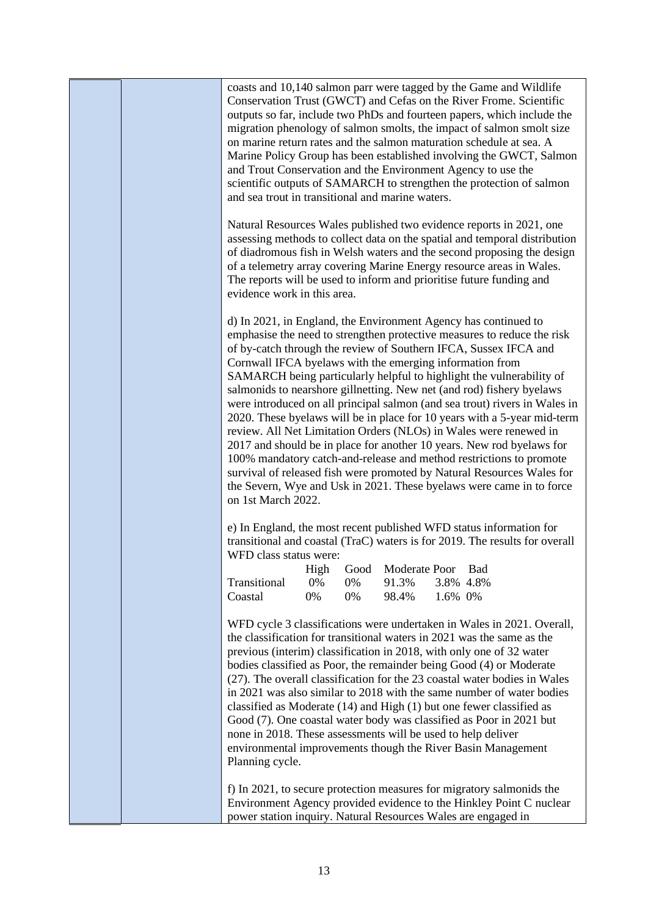coasts and 10,140 salmon parr were tagged by the Game and Wildlife Conservation Trust (GWCT) and Cefas on the River Frome. Scientific outputs so far, include two PhDs and fourteen papers, which include the migration phenology of salmon smolts, the impact of salmon smolt size on marine return rates and the salmon maturation schedule at sea. A Marine Policy Group has been established involving the GWCT, Salmon and Trout Conservation and the Environment Agency to use the scientific outputs of SAMARCH to strengthen the protection of salmon and sea trout in transitional and marine waters.

Natural Resources Wales published two evidence reports in 2021, one assessing methods to collect data on the spatial and temporal distribution of diadromous fish in Welsh waters and the second proposing the design of a telemetry array covering Marine Energy resource areas in Wales. The reports will be used to inform and prioritise future funding and evidence work in this area.

d) In 2021, in England, the Environment Agency has continued to emphasise the need to strengthen protective measures to reduce the risk of by-catch through the review of Southern IFCA, Sussex IFCA and Cornwall IFCA byelaws with the emerging information from SAMARCH being particularly helpful to highlight the vulnerability of salmonids to nearshore gillnetting. New net (and rod) fishery byelaws were introduced on all principal salmon (and sea trout) rivers in Wales in 2020. These byelaws will be in place for 10 years with a 5-year mid-term review. All Net Limitation Orders (NLOs) in Wales were renewed in 2017 and should be in place for another 10 years. New rod byelaws for 100% mandatory catch-and-release and method restrictions to promote survival of released fish were promoted by Natural Resources Wales for the Severn, Wye and Usk in 2021. These byelaws were came in to force on 1st March 2022.

e) In England, the most recent published WFD status information for transitional and coastal (TraC) waters is for 2019. The results for overall WFD class status were:

| | High | Good | Moderate | Poor | Bad |
|---|---|---|---|---|---|
| Transitional | 0% | 0% | 91.3% | 3.8% | 4.8% |
| Coastal | 0% | 0% | 98.4% | 1.6% | 0% |

WFD cycle 3 classifications were undertaken in Wales in 2021. Overall, the classification for transitional waters in 2021 was the same as the previous (interim) classification in 2018, with only one of 32 water bodies classified as Poor, the remainder being Good (4) or Moderate (27). The overall classification for the 23 coastal water bodies in Wales in 2021 was also similar to 2018 with the same number of water bodies classified as Moderate (14) and High (1) but one fewer classified as Good (7). One coastal water body was classified as Poor in 2021 but none in 2018. These assessments will be used to help deliver environmental improvements though the River Basin Management Planning cycle.

f) In 2021, to secure protection measures for migratory salmonids the Environment Agency provided evidence to the Hinkley Point C nuclear power station inquiry. Natural Resources Wales are engaged in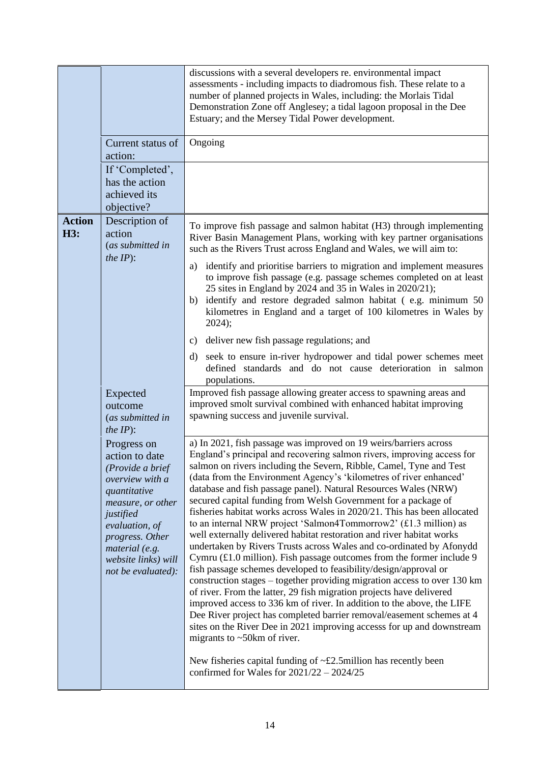| | | |
|---|---|---|
| | | discussions with a several developers re. environmental impact assessments - including impacts to diadromous fish. These relate to a number of planned projects in Wales, including: the Morlais Tidal Demonstration Zone off Anglesey; a tidal lagoon proposal in the Dee Estuary; and the Mersey Tidal Power development. |
| | Current status of action: | Ongoing |
| | If 'Completed', has the action achieved its objective? | |
| **Action H3:** | Description of action (*as submitted in the IP*): | To improve fish passage and salmon habitat (H3) through implementing River Basin Management Plans, working with key partner organisations such as the Rivers Trust across England and Wales, we will aim to:<br><br>a) identify and prioritise barriers to migration and implement measures to improve fish passage (e.g. passage schemes completed on at least 25 sites in England by 2024 and 35 in Wales in 2020/21);<br>b) identify and restore degraded salmon habitat ( e.g. minimum 50 kilometres in England and a target of 100 kilometres in Wales by 2024);<br>c) deliver new fish passage regulations; and<br>d) seek to ensure in-river hydropower and tidal power schemes meet defined standards and do not cause deterioration in salmon populations. |
| | Expected outcome (*as submitted in the IP*): | Improved fish passage allowing greater access to spawning areas and improved smolt survival combined with enhanced habitat improving spawning success and juvenile survival. |
| | Progress on action to date *(Provide a brief overview with a quantitative measure, or other justified evaluation, of progress. Other material (e.g. website links) will not be evaluated):* | a) In 2021, fish passage was improved on 19 weirs/barriers across England's principal and recovering salmon rivers, improving access for salmon on rivers including the Severn, Ribble, Camel, Tyne and Test (data from the Environment Agency's 'kilometres of river enhanced' database and fish passage panel). Natural Resources Wales (NRW) secured capital funding from Welsh Government for a package of fisheries habitat works across Wales in 2020/21. This has been allocated to an internal NRW project 'Salmon4Tommorrow2' (£1.3 million) as well externally delivered habitat restoration and river habitat works undertaken by Rivers Trusts across Wales and co-ordinated by Afonydd Cymru (£1.0 million). Fish passage outcomes from the former include 9 fish passage schemes developed to feasibility/design/approval or construction stages – together providing migration access to over 130 km of river. From the latter, 29 fish migration projects have delivered improved access to 336 km of river. In addition to the above, the LIFE Dee River project has completed barrier removal/easement schemes at 4 sites on the River Dee in 2021 improving accesss for up and downstream migrants to ~50km of river.<br><br>New fisheries capital funding of ~£2.5million has recently been confirmed for Wales for 2021/22 – 2024/25 |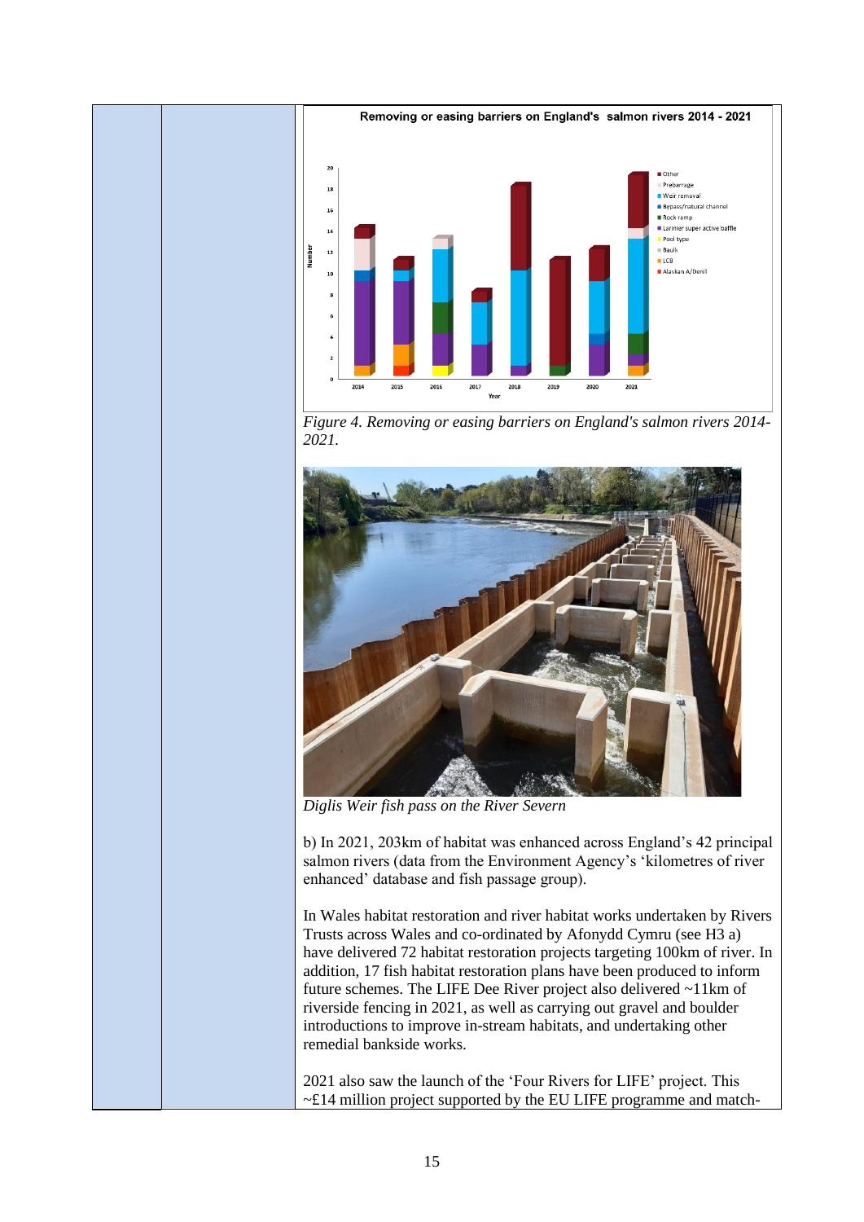*Figure 4. Removing or easing barriers on England's salmon rivers 2014-2021.*

*Diglis Weir fish pass on the River Severn*

b) In 2021, 203km of habitat was enhanced across England's 42 principal salmon rivers (data from the Environment Agency's 'kilometres of river enhanced' database and fish passage group).

In Wales habitat restoration and river habitat works undertaken by Rivers Trusts across Wales and co-ordinated by Afonydd Cymru (see H3 a) have delivered 72 habitat restoration projects targeting 100km of river. In addition, 17 fish habitat restoration plans have been produced to inform future schemes. The LIFE Dee River project also delivered ~11km of riverside fencing in 2021, as well as carrying out gravel and boulder introductions to improve in-stream habitats, and undertaking other remedial bankside works.

2021 also saw the launch of the 'Four Rivers for LIFE' project. This ~£14 million project supported by the EU LIFE programme and match-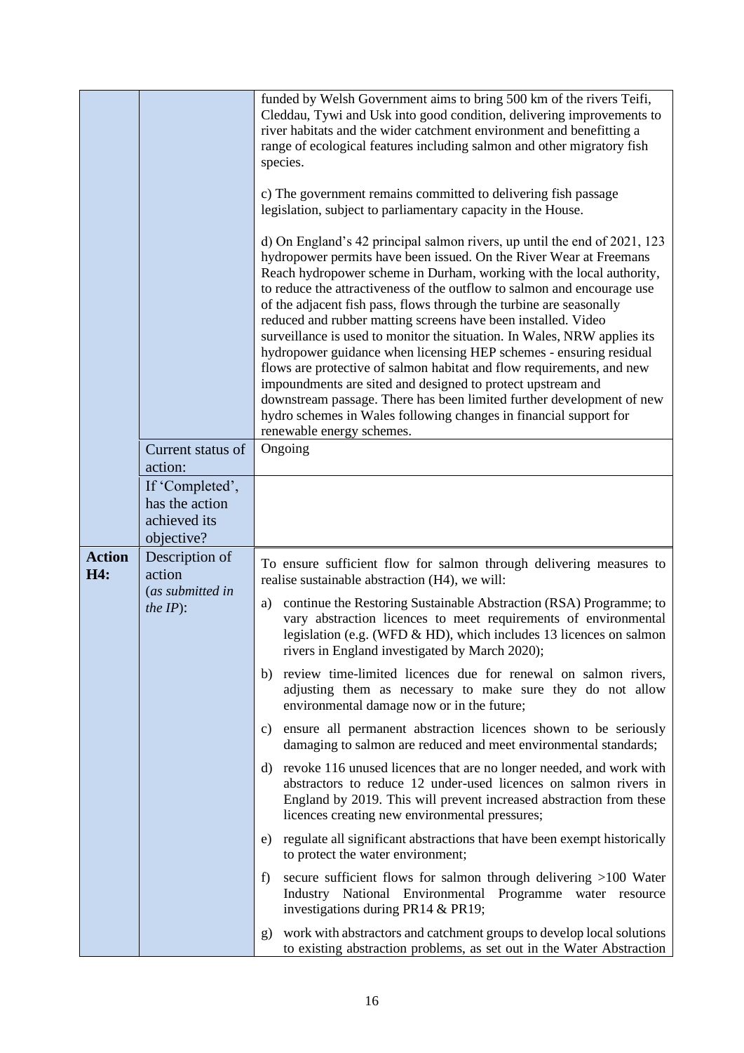| | | |
|---|---|---|
| | | funded by Welsh Government aims to bring 500 km of the rivers Teifi, Cleddau, Tywi and Usk into good condition, delivering improvements to river habitats and the wider catchment environment and benefitting a range of ecological features including salmon and other migratory fish species.<br><br>c) The government remains committed to delivering fish passage legislation, subject to parliamentary capacity in the House.<br><br>d) On England's 42 principal salmon rivers, up until the end of 2021, 123 hydropower permits have been issued. On the River Wear at Freemans Reach hydropower scheme in Durham, working with the local authority, to reduce the attractiveness of the outflow to salmon and encourage use of the adjacent fish pass, flows through the turbine are seasonally reduced and rubber matting screens have been installed. Video surveillance is used to monitor the situation. In Wales, NRW applies its hydropower guidance when licensing HEP schemes - ensuring residual flows are protective of salmon habitat and flow requirements, and new impoundments are sited and designed to protect upstream and downstream passage. There has been limited further development of new hydro schemes in Wales following changes in financial support for renewable energy schemes. |
| | Current status of action: | Ongoing |
| | If 'Completed', has the action achieved its objective? | |
| **Action H4:** | Description of action (*as submitted in the IP*): | To ensure sufficient flow for salmon through delivering measures to realise sustainable abstraction (H4), we will:<br><br>a) continue the Restoring Sustainable Abstraction (RSA) Programme; to vary abstraction licences to meet requirements of environmental legislation (e.g. (WFD & HD), which includes 13 licences on salmon rivers in England investigated by March 2020);<br><br>b) review time-limited licences due for renewal on salmon rivers, adjusting them as necessary to make sure they do not allow environmental damage now or in the future;<br><br>c) ensure all permanent abstraction licences shown to be seriously damaging to salmon are reduced and meet environmental standards;<br><br>d) revoke 116 unused licences that are no longer needed, and work with abstractors to reduce 12 under-used licences on salmon rivers in England by 2019. This will prevent increased abstraction from these licences creating new environmental pressures;<br><br>e) regulate all significant abstractions that have been exempt historically to protect the water environment;<br><br>f) secure sufficient flows for salmon through delivering >100 Water Industry National Environmental Programme water resource investigations during PR14 & PR19;<br><br>g) work with abstractors and catchment groups to develop local solutions to existing abstraction problems, as set out in the Water Abstraction |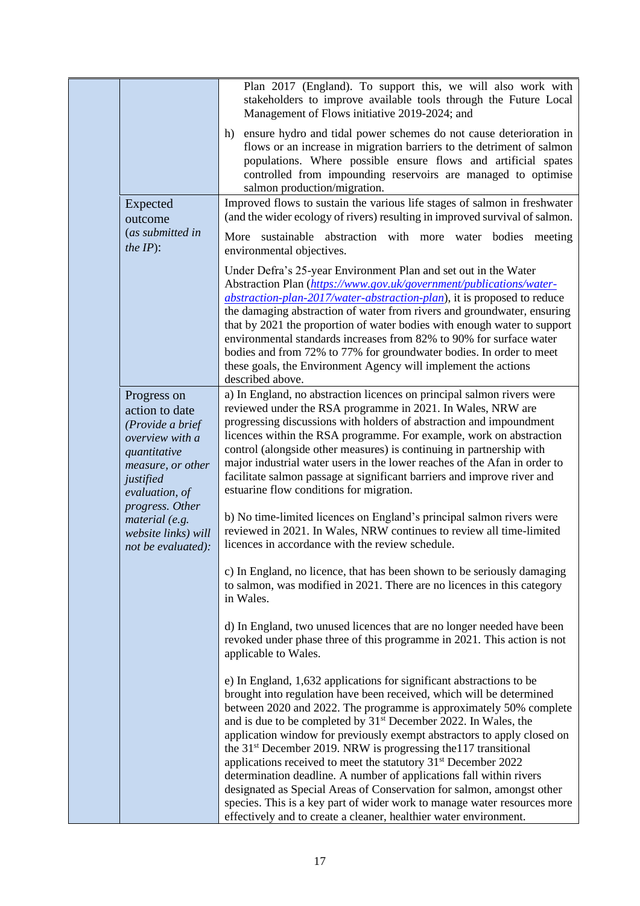| | | |
|---|---|---|
| | | Plan 2017 (England). To support this, we will also work with stakeholders to improve available tools through the Future Local Management of Flows initiative 2019-2024; and<br><br>h) ensure hydro and tidal power schemes do not cause deterioration in flows or an increase in migration barriers to the detriment of salmon populations. Where possible ensure flows and artificial spates controlled from impounding reservoirs are managed to optimise salmon production/migration. |
| | Expected outcome *(as submitted in the IP)*: | Improved flows to sustain the various life stages of salmon in freshwater (and the wider ecology of rivers) resulting in improved survival of salmon.<br><br>More sustainable abstraction with more water bodies meeting environmental objectives.<br><br>Under Defra's 25-year Environment Plan and set out in the Water Abstraction Plan (*https://www.gov.uk/government/publications/water-abstraction-plan-2017/water-abstraction-plan*), it is proposed to reduce the damaging abstraction of water from rivers and groundwater, ensuring that by 2021 the proportion of water bodies with enough water to support environmental standards increases from 82% to 90% for surface water bodies and from 72% to 77% for groundwater bodies. In order to meet these goals, the Environment Agency will implement the actions described above. |
| | Progress on action to date *(Provide a brief overview with a quantitative measure, or other justified evaluation, of progress. Other material (e.g. website links) will not be evaluated)*: | a) In England, no abstraction licences on principal salmon rivers were reviewed under the RSA programme in 2021. In Wales, NRW are progressing discussions with holders of abstraction and impoundment licences within the RSA programme. For example, work on abstraction control (alongside other measures) is continuing in partnership with major industrial water users in the lower reaches of the Afan in order to facilitate salmon passage at significant barriers and improve river and estuarine flow conditions for migration.<br><br>b) No time-limited licences on England's principal salmon rivers were reviewed in 2021. In Wales, NRW continues to review all time-limited licences in accordance with the review schedule.<br><br>c) In England, no licence, that has been shown to be seriously damaging to salmon, was modified in 2021. There are no licences in this category in Wales.<br><br>d) In England, two unused licences that are no longer needed have been revoked under phase three of this programme in 2021. This action is not applicable to Wales.<br><br>e) In England, 1,632 applications for significant abstractions to be brought into regulation have been received, which will be determined between 2020 and 2022. The programme is approximately 50% complete and is due to be completed by 31st December 2022. In Wales, the application window for previously exempt abstractors to apply closed on the 31st December 2019. NRW is progressing the117 transitional applications received to meet the statutory 31st December 2022 determination deadline. A number of applications fall within rivers designated as Special Areas of Conservation for salmon, amongst other species. This is a key part of wider work to manage water resources more effectively and to create a cleaner, healthier water environment. |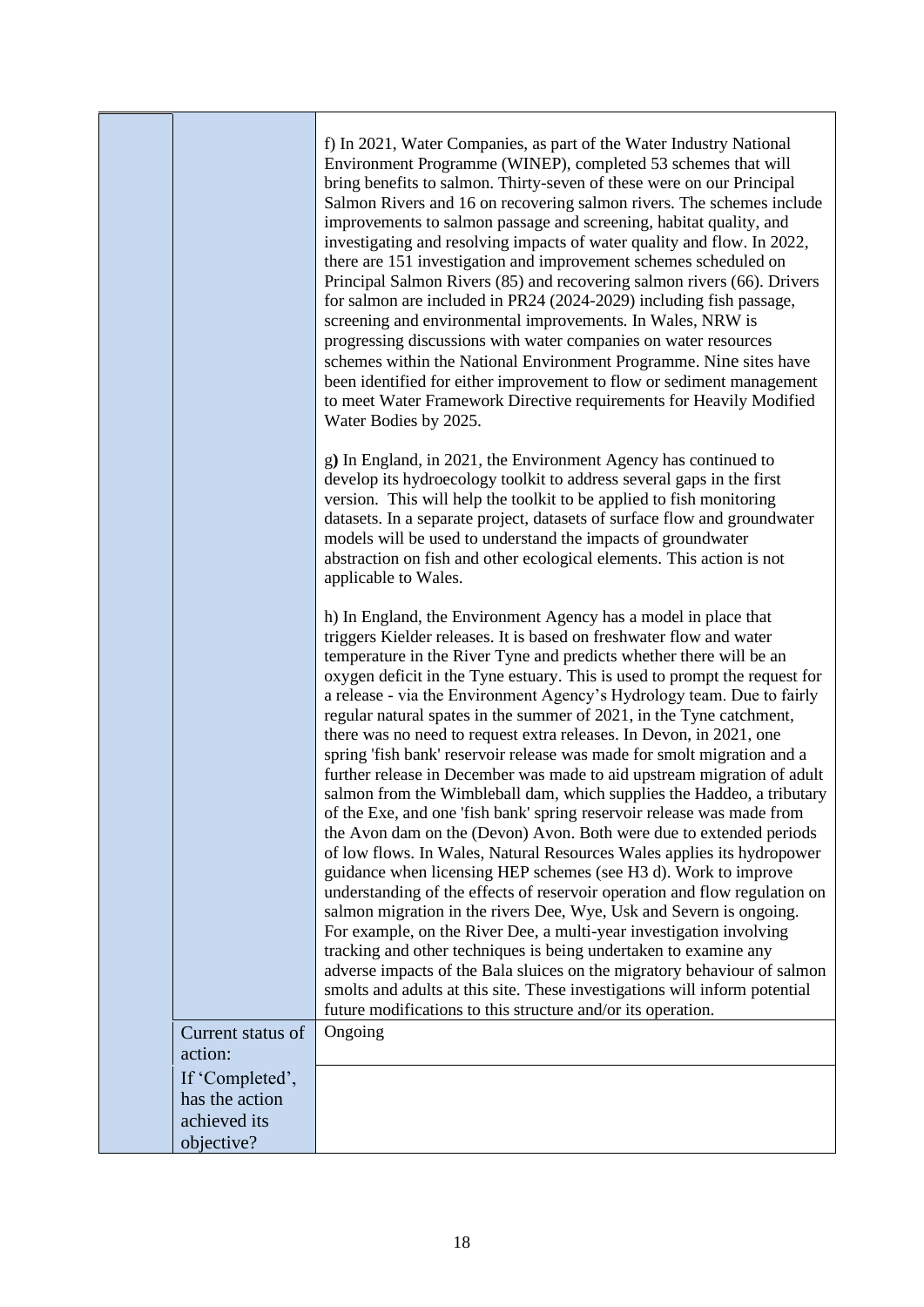| | | |
|---|---|---|
| | | f) In 2021, Water Companies, as part of the Water Industry National Environment Programme (WINEP), completed 53 schemes that will bring benefits to salmon. Thirty-seven of these were on our Principal Salmon Rivers and 16 on recovering salmon rivers. The schemes include improvements to salmon passage and screening, habitat quality, and investigating and resolving impacts of water quality and flow. In 2022, there are 151 investigation and improvement schemes scheduled on Principal Salmon Rivers (85) and recovering salmon rivers (66). Drivers for salmon are included in PR24 (2024-2029) including fish passage, screening and environmental improvements. In Wales, NRW is progressing discussions with water companies on water resources schemes within the National Environment Programme. Nine sites have been identified for either improvement to flow or sediment management to meet Water Framework Directive requirements for Heavily Modified Water Bodies by 2025.<br><br>g**)** In England, in 2021, the Environment Agency has continued to develop its hydroecology toolkit to address several gaps in the first version. This will help the toolkit to be applied to fish monitoring datasets. In a separate project, datasets of surface flow and groundwater models will be used to understand the impacts of groundwater abstraction on fish and other ecological elements. This action is not applicable to Wales.<br><br>h) In England, the Environment Agency has a model in place that triggers Kielder releases. It is based on freshwater flow and water temperature in the River Tyne and predicts whether there will be an oxygen deficit in the Tyne estuary. This is used to prompt the request for a release - via the Environment Agency's Hydrology team. Due to fairly regular natural spates in the summer of 2021, in the Tyne catchment, there was no need to request extra releases. In Devon, in 2021, one spring 'fish bank' reservoir release was made for smolt migration and a further release in December was made to aid upstream migration of adult salmon from the Wimbleball dam, which supplies the Haddeo, a tributary of the Exe, and one 'fish bank' spring reservoir release was made from the Avon dam on the (Devon) Avon. Both were due to extended periods of low flows. In Wales, Natural Resources Wales applies its hydropower guidance when licensing HEP schemes (see H3 d). Work to improve understanding of the effects of reservoir operation and flow regulation on salmon migration in the rivers Dee, Wye, Usk and Severn is ongoing. For example, on the River Dee, a multi-year investigation involving tracking and other techniques is being undertaken to examine any adverse impacts of the Bala sluices on the migratory behaviour of salmon smolts and adults at this site. These investigations will inform potential future modifications to this structure and/or its operation. |
| | Current status of action: | Ongoing |
| | If 'Completed', has the action achieved its objective? | |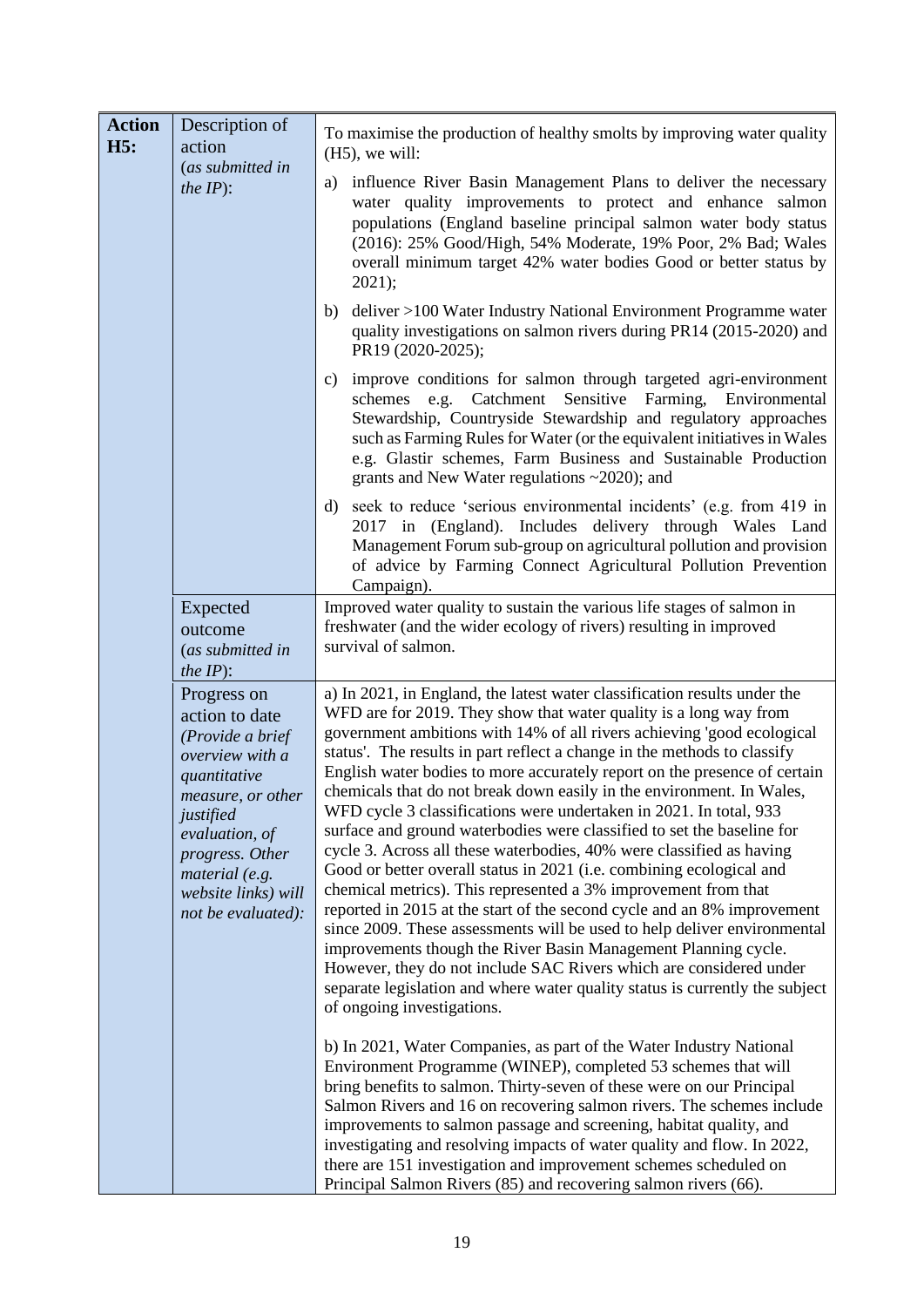| **Action H5:** | Description of action (*as submitted in the IP*): | To maximise the production of healthy smolts by improving water quality (H5), we will:<br><br>a) influence River Basin Management Plans to deliver the necessary water quality improvements to protect and enhance salmon populations (England baseline principal salmon water body status (2016): 25% Good/High, 54% Moderate, 19% Poor, 2% Bad; Wales overall minimum target 42% water bodies Good or better status by 2021);<br><br>b) deliver >100 Water Industry National Environment Programme water quality investigations on salmon rivers during PR14 (2015-2020) and PR19 (2020-2025);<br><br>c) improve conditions for salmon through targeted agri-environment schemes e.g. Catchment Sensitive Farming, Environmental Stewardship, Countryside Stewardship and regulatory approaches such as Farming Rules for Water (or the equivalent initiatives in Wales e.g. Glastir schemes, Farm Business and Sustainable Production grants and New Water regulations ~2020); and<br><br>d) seek to reduce 'serious environmental incidents' (e.g. from 419 in 2017 in (England). Includes delivery through Wales Land Management Forum sub-group on agricultural pollution and provision of advice by Farming Connect Agricultural Pollution Prevention Campaign). |
|---|---|---|
| | Expected outcome (*as submitted in the IP*): | Improved water quality to sustain the various life stages of salmon in freshwater (and the wider ecology of rivers) resulting in improved survival of salmon. |
| | Progress on action to date (*Provide a brief overview with a quantitative measure, or other justified evaluation, of progress. Other material (e.g. website links) will not be evaluated)*: | a) In 2021, in England, the latest water classification results under the WFD are for 2019. They show that water quality is a long way from government ambitions with 14% of all rivers achieving 'good ecological status'. The results in part reflect a change in the methods to classify English water bodies to more accurately report on the presence of certain chemicals that do not break down easily in the environment. In Wales, WFD cycle 3 classifications were undertaken in 2021. In total, 933 surface and ground waterbodies were classified to set the baseline for cycle 3. Across all these waterbodies, 40% were classified as having Good or better overall status in 2021 (i.e. combining ecological and chemical metrics). This represented a 3% improvement from that reported in 2015 at the start of the second cycle and an 8% improvement since 2009. These assessments will be used to help deliver environmental improvements though the River Basin Management Planning cycle. However, they do not include SAC Rivers which are considered under separate legislation and where water quality status is currently the subject of ongoing investigations.<br><br>b) In 2021, Water Companies, as part of the Water Industry National Environment Programme (WINEP), completed 53 schemes that will bring benefits to salmon. Thirty-seven of these were on our Principal Salmon Rivers and 16 on recovering salmon rivers. The schemes include improvements to salmon passage and screening, habitat quality, and investigating and resolving impacts of water quality and flow. In 2022, there are 151 investigation and improvement schemes scheduled on Principal Salmon Rivers (85) and recovering salmon rivers (66). |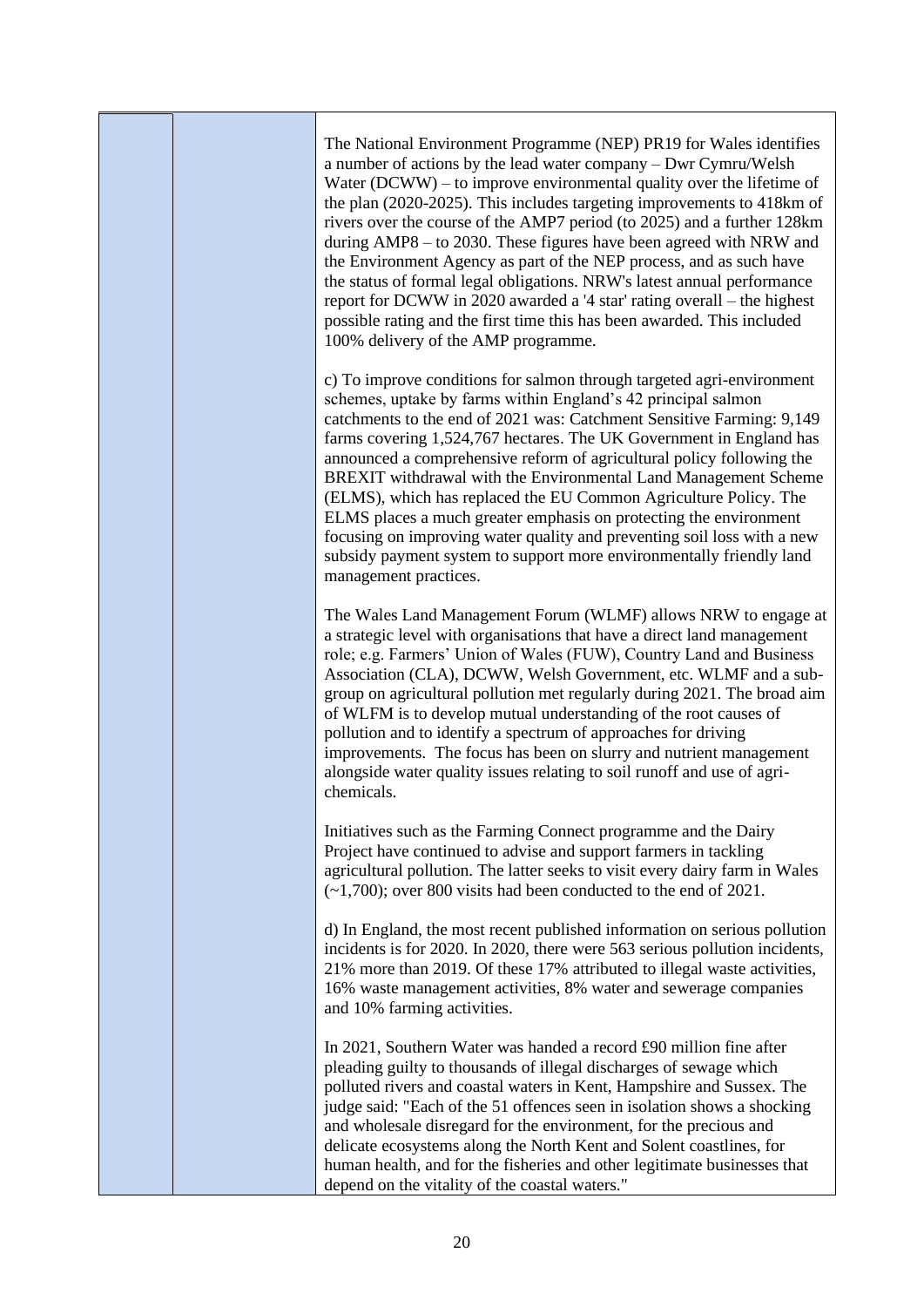| | | |
|---|---|---|
| | | The National Environment Programme (NEP) PR19 for Wales identifies a number of actions by the lead water company – Dwr Cymru/Welsh Water (DCWW) – to improve environmental quality over the lifetime of the plan (2020-2025). This includes targeting improvements to 418km of rivers over the course of the AMP7 period (to 2025) and a further 128km during AMP8 – to 2030. These figures have been agreed with NRW and the Environment Agency as part of the NEP process, and as such have the status of formal legal obligations. NRW's latest annual performance report for DCWW in 2020 awarded a '4 star' rating overall – the highest possible rating and the first time this has been awarded. This included 100% delivery of the AMP programme.<br><br>c) To improve conditions for salmon through targeted agri-environment schemes, uptake by farms within England's 42 principal salmon catchments to the end of 2021 was: Catchment Sensitive Farming: 9,149 farms covering 1,524,767 hectares. The UK Government in England has announced a comprehensive reform of agricultural policy following the BREXIT withdrawal with the Environmental Land Management Scheme (ELMS), which has replaced the EU Common Agriculture Policy. The ELMS places a much greater emphasis on protecting the environment focusing on improving water quality and preventing soil loss with a new subsidy payment system to support more environmentally friendly land management practices.<br><br>The Wales Land Management Forum (WLMF) allows NRW to engage at a strategic level with organisations that have a direct land management role; e.g. Farmers' Union of Wales (FUW), Country Land and Business Association (CLA), DCWW, Welsh Government, etc. WLMF and a sub-group on agricultural pollution met regularly during 2021. The broad aim of WLFM is to develop mutual understanding of the root causes of pollution and to identify a spectrum of approaches for driving improvements. The focus has been on slurry and nutrient management alongside water quality issues relating to soil runoff and use of agri-chemicals.<br><br>Initiatives such as the Farming Connect programme and the Dairy Project have continued to advise and support farmers in tackling agricultural pollution. The latter seeks to visit every dairy farm in Wales (~1,700); over 800 visits had been conducted to the end of 2021.<br><br>d) In England, the most recent published information on serious pollution incidents is for 2020. In 2020, there were 563 serious pollution incidents, 21% more than 2019. Of these 17% attributed to illegal waste activities, 16% waste management activities, 8% water and sewerage companies and 10% farming activities.<br><br>In 2021, Southern Water was handed a record £90 million fine after pleading guilty to thousands of illegal discharges of sewage which polluted rivers and coastal waters in Kent, Hampshire and Sussex. The judge said: "Each of the 51 offences seen in isolation shows a shocking and wholesale disregard for the environment, for the precious and delicate ecosystems along the North Kent and Solent coastlines, for human health, and for the fisheries and other legitimate businesses that depend on the vitality of the coastal waters." |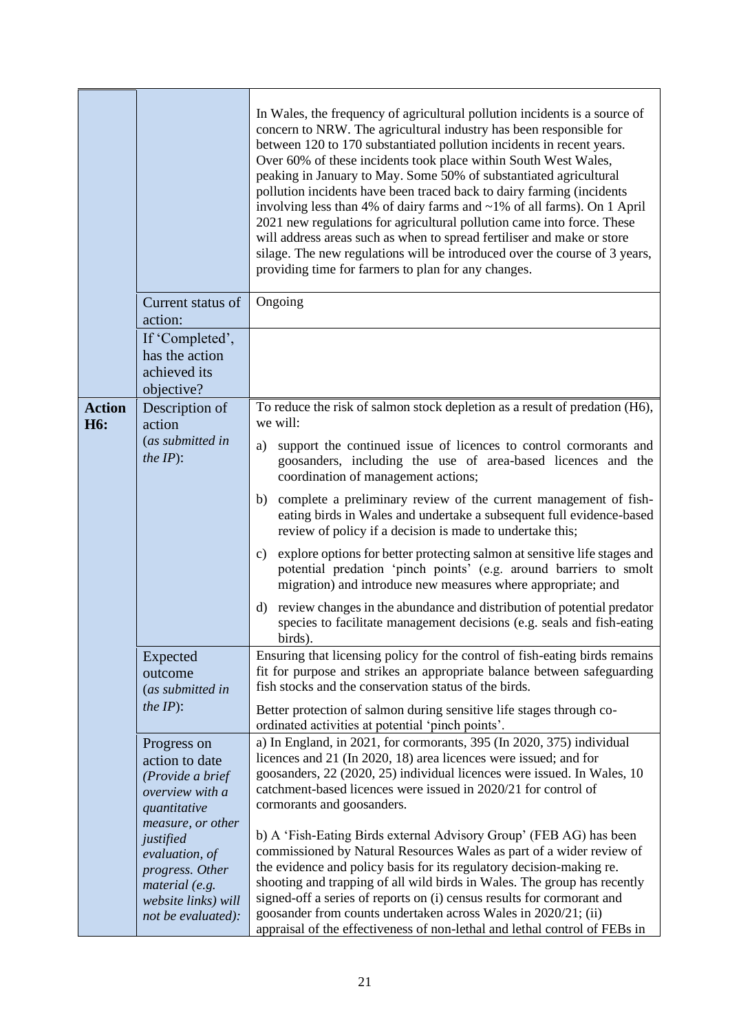| | | |
|---|---|---|
| | | In Wales, the frequency of agricultural pollution incidents is a source of concern to NRW. The agricultural industry has been responsible for between 120 to 170 substantiated pollution incidents in recent years. Over 60% of these incidents took place within South West Wales, peaking in January to May. Some 50% of substantiated agricultural pollution incidents have been traced back to dairy farming (incidents involving less than 4% of dairy farms and ~1% of all farms). On 1 April 2021 new regulations for agricultural pollution came into force. These will address areas such as when to spread fertiliser and make or store silage. The new regulations will be introduced over the course of 3 years, providing time for farmers to plan for any changes. |
| | Current status of action: | Ongoing |
| | If 'Completed', has the action achieved its objective? | |
| **Action H6:** | Description of action (*as submitted in the IP*): | To reduce the risk of salmon stock depletion as a result of predation (H6), we will:<br><br>a) support the continued issue of licences to control cormorants and goosanders, including the use of area-based licences and the coordination of management actions;<br><br>b) complete a preliminary review of the current management of fish-eating birds in Wales and undertake a subsequent full evidence-based review of policy if a decision is made to undertake this;<br><br>c) explore options for better protecting salmon at sensitive life stages and potential predation 'pinch points' (e.g. around barriers to smolt migration) and introduce new measures where appropriate; and<br><br>d) review changes in the abundance and distribution of potential predator species to facilitate management decisions (e.g. seals and fish-eating birds). |
| | Expected outcome (*as submitted in the IP*): | Ensuring that licensing policy for the control of fish-eating birds remains fit for purpose and strikes an appropriate balance between safeguarding fish stocks and the conservation status of the birds.<br><br>Better protection of salmon during sensitive life stages through co-ordinated activities at potential 'pinch points'. |
| | Progress on action to date *(Provide a brief overview with a quantitative measure, or other justified evaluation, of progress. Other material (e.g. website links) will not be evaluated)*: | a) In England, in 2021, for cormorants, 395 (In 2020, 375) individual licences and 21 (In 2020, 18) area licences were issued; and for goosanders, 22 (2020, 25) individual licences were issued. In Wales, 10 catchment-based licences were issued in 2020/21 for control of cormorants and goosanders.<br><br>b) A 'Fish-Eating Birds external Advisory Group' (FEB AG) has been commissioned by Natural Resources Wales as part of a wider review of the evidence and policy basis for its regulatory decision-making re. shooting and trapping of all wild birds in Wales. The group has recently signed-off a series of reports on (i) census results for cormorant and goosander from counts undertaken across Wales in 2020/21; (ii) appraisal of the effectiveness of non-lethal and lethal control of FEBs in |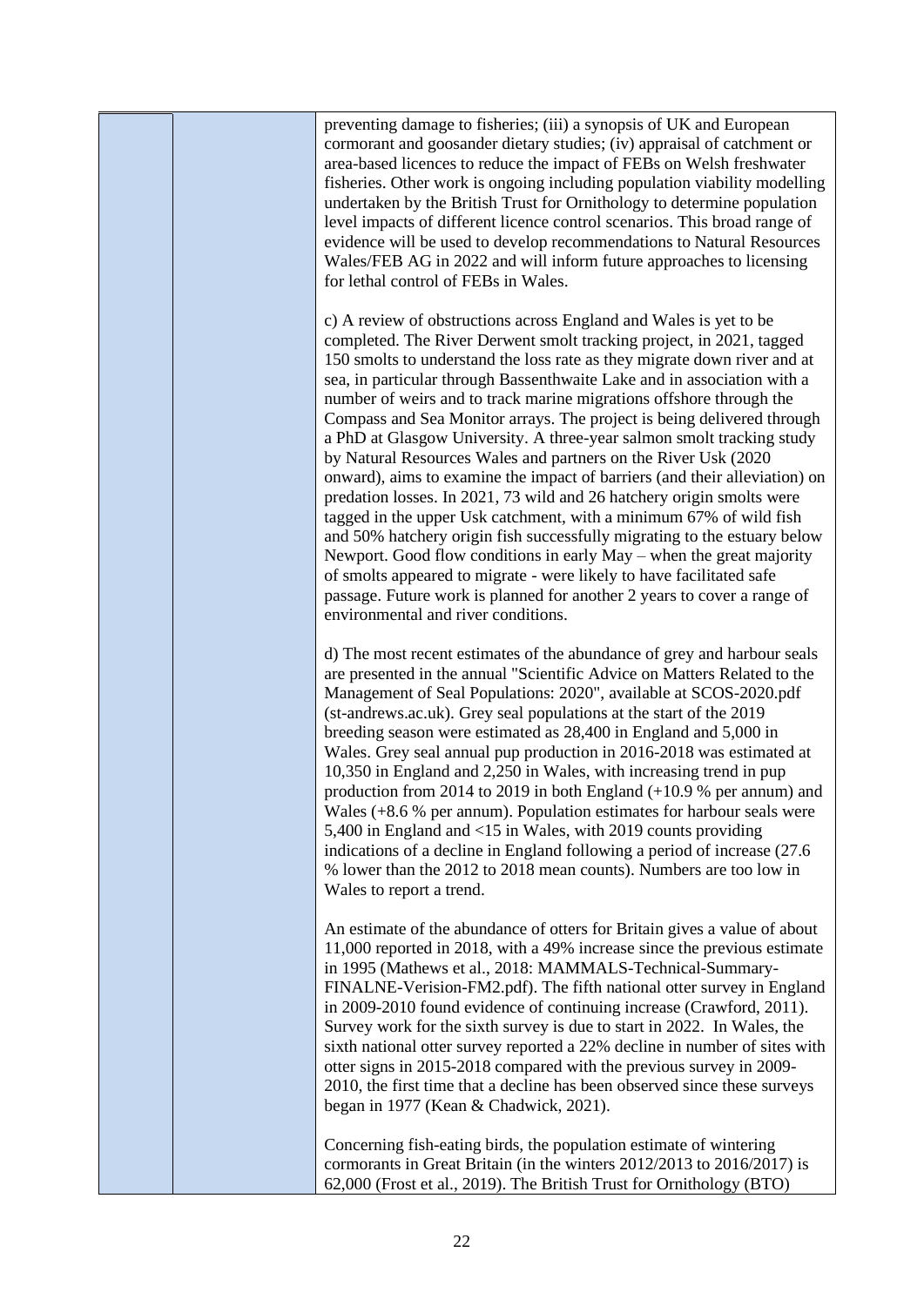| | | preventing damage to fisheries; (iii) a synopsis of UK and European cormorant and goosander dietary studies; (iv) appraisal of catchment or area-based licences to reduce the impact of FEBs on Welsh freshwater fisheries. Other work is ongoing including population viability modelling undertaken by the British Trust for Ornithology to determine population level impacts of different licence control scenarios. This broad range of evidence will be used to develop recommendations to Natural Resources Wales/FEB AG in 2022 and will inform future approaches to licensing for lethal control of FEBs in Wales.<br><br>c) A review of obstructions across England and Wales is yet to be completed. The River Derwent smolt tracking project, in 2021, tagged 150 smolts to understand the loss rate as they migrate down river and at sea, in particular through Bassenthwaite Lake and in association with a number of weirs and to track marine migrations offshore through the Compass and Sea Monitor arrays. The project is being delivered through a PhD at Glasgow University. A three-year salmon smolt tracking study by Natural Resources Wales and partners on the River Usk (2020 onward), aims to examine the impact of barriers (and their alleviation) on predation losses. In 2021, 73 wild and 26 hatchery origin smolts were tagged in the upper Usk catchment, with a minimum 67% of wild fish and 50% hatchery origin fish successfully migrating to the estuary below Newport. Good flow conditions in early May – when the great majority of smolts appeared to migrate - were likely to have facilitated safe passage. Future work is planned for another 2 years to cover a range of environmental and river conditions.<br><br>d) The most recent estimates of the abundance of grey and harbour seals are presented in the annual "Scientific Advice on Matters Related to the Management of Seal Populations: 2020", available at SCOS-2020.pdf (st-andrews.ac.uk). Grey seal populations at the start of the 2019 breeding season were estimated as 28,400 in England and 5,000 in Wales. Grey seal annual pup production in 2016-2018 was estimated at 10,350 in England and 2,250 in Wales, with increasing trend in pup production from 2014 to 2019 in both England (+10.9 % per annum) and Wales (+8.6 % per annum). Population estimates for harbour seals were 5,400 in England and <15 in Wales, with 2019 counts providing indications of a decline in England following a period of increase (27.6 % lower than the 2012 to 2018 mean counts). Numbers are too low in Wales to report a trend.<br><br>An estimate of the abundance of otters for Britain gives a value of about 11,000 reported in 2018, with a 49% increase since the previous estimate in 1995 (Mathews et al., 2018: MAMMALS-Technical-Summary-FINALNE-Verision-FM2.pdf). The fifth national otter survey in England in 2009-2010 found evidence of continuing increase (Crawford, 2011). Survey work for the sixth survey is due to start in 2022. In Wales, the sixth national otter survey reported a 22% decline in number of sites with otter signs in 2015-2018 compared with the previous survey in 2009-2010, the first time that a decline has been observed since these surveys began in 1977 (Kean & Chadwick, 2021).<br><br>Concerning fish-eating birds, the population estimate of wintering cormorants in Great Britain (in the winters 2012/2013 to 2016/2017) is 62,000 (Frost et al., 2019). The British Trust for Ornithology (BTO) |
|---|---|---|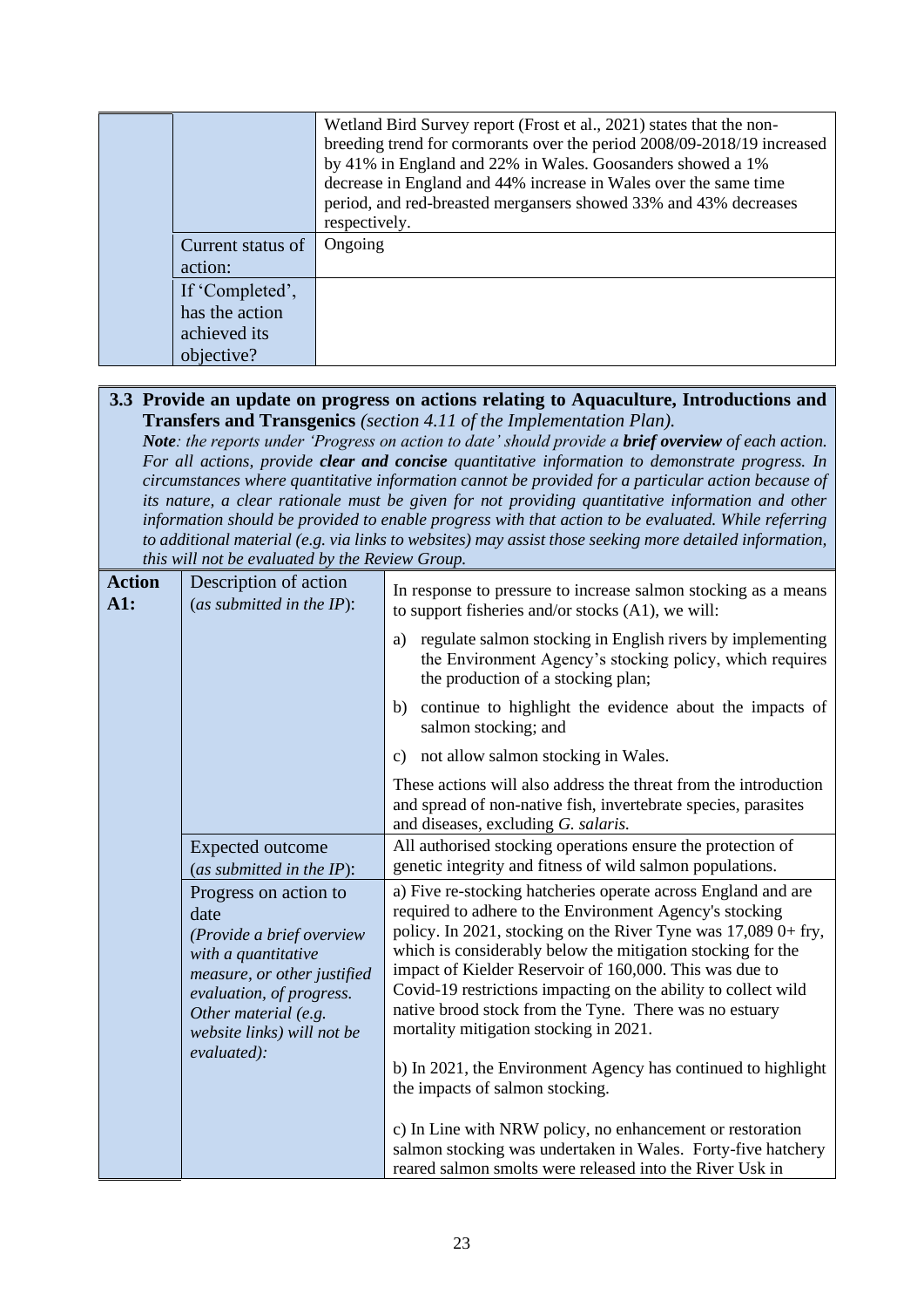| | | |
|---|---|---|
| | | Wetland Bird Survey report (Frost et al., 2021) states that the non-breeding trend for cormorants over the period 2008/09-2018/19 increased by 41% in England and 22% in Wales. Goosanders showed a 1% decrease in England and 44% increase in Wales over the same time period, and red-breasted mergansers showed 33% and 43% decreases respectively. |
| | Current status of action: | Ongoing |
| | If 'Completed', has the action achieved its objective? | |

**3.3 Provide an update on progress on actions relating to Aquaculture, Introductions and Transfers and Transgenics** *(section 4.11 of the Implementation Plan).*

***Note**: the reports under 'Progress on action to date' should provide a **brief overview** of each action. For all actions, provide **clear and concise** quantitative information to demonstrate progress. In circumstances where quantitative information cannot be provided for a particular action because of its nature, a clear rationale must be given for not providing quantitative information and other information should be provided to enable progress with that action to be evaluated. While referring to additional material (e.g. via links to websites) may assist those seeking more detailed information, this will not be evaluated by the Review Group.*

| | | |
|---|---|---|
| **Action A1:** | Description of action (*as submitted in the IP*): | In response to pressure to increase salmon stocking as a means to support fisheries and/or stocks (A1), we will:<br>a) regulate salmon stocking in English rivers by implementing the Environment Agency's stocking policy, which requires the production of a stocking plan;<br>b) continue to highlight the evidence about the impacts of salmon stocking; and<br>c) not allow salmon stocking in Wales.<br>These actions will also address the threat from the introduction and spread of non-native fish, invertebrate species, parasites and diseases, excluding *G. salaris.* |
| | Expected outcome (*as submitted in the IP*): | All authorised stocking operations ensure the protection of genetic integrity and fitness of wild salmon populations. |
| | Progress on action to date *(Provide a brief overview with a quantitative measure, or other justified evaluation, of progress. Other material (e.g. website links) will not be evaluated):* | a) Five re-stocking hatcheries operate across England and are required to adhere to the Environment Agency's stocking policy. In 2021, stocking on the River Tyne was 17,089 0+ fry, which is considerably below the mitigation stocking for the impact of Kielder Reservoir of 160,000. This was due to Covid-19 restrictions impacting on the ability to collect wild native brood stock from the Tyne. There was no estuary mortality mitigation stocking in 2021.<br><br>b) In 2021, the Environment Agency has continued to highlight the impacts of salmon stocking.<br><br>c) In Line with NRW policy, no enhancement or restoration salmon stocking was undertaken in Wales. Forty-five hatchery reared salmon smolts were released into the River Usk in |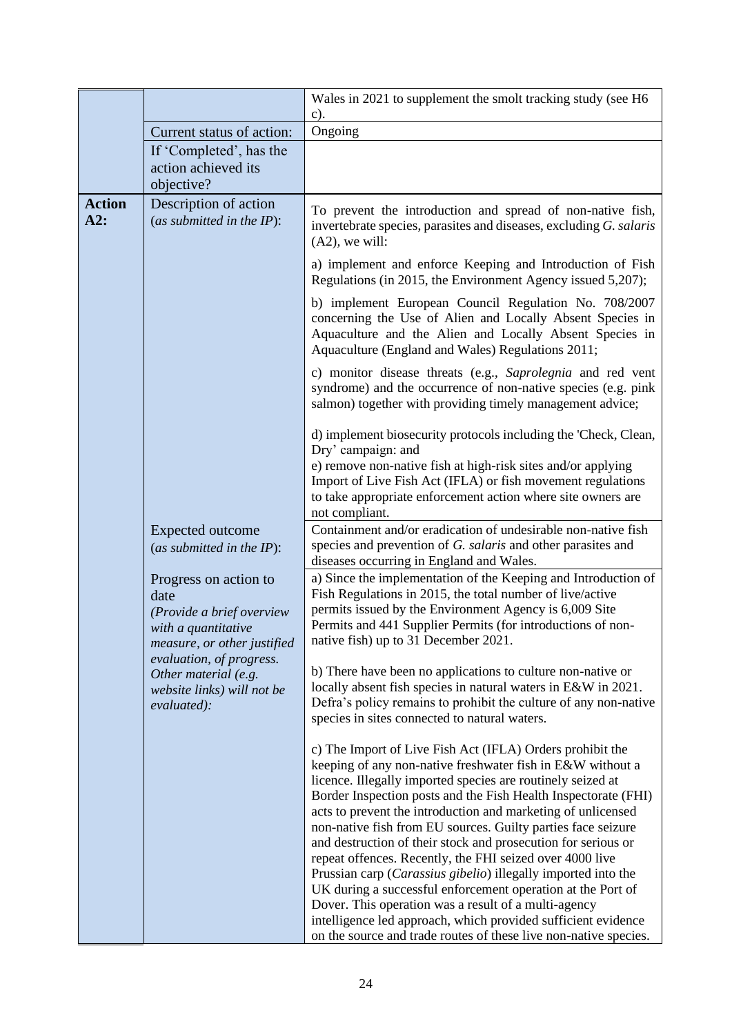| | | |
|---|---|---|
| | | Wales in 2021 to supplement the smolt tracking study (see H6 c). |
| | Current status of action: | Ongoing |
| | If 'Completed', has the action achieved its objective? | |
| **Action A2:** | Description of action (*as submitted in the IP*): | To prevent the introduction and spread of non-native fish, invertebrate species, parasites and diseases, excluding *G. salaris* (A2), we will:<br><br>a) implement and enforce Keeping and Introduction of Fish Regulations (in 2015, the Environment Agency issued 5,207);<br><br>b) implement European Council Regulation No. 708/2007 concerning the Use of Alien and Locally Absent Species in Aquaculture and the Alien and Locally Absent Species in Aquaculture (England and Wales) Regulations 2011;<br><br>c) monitor disease threats (e.g., *Saprolegnia* and red vent syndrome) and the occurrence of non-native species (e.g. pink salmon) together with providing timely management advice;<br><br>d) implement biosecurity protocols including the 'Check, Clean, Dry' campaign: and<br>e) remove non-native fish at high-risk sites and/or applying Import of Live Fish Act (IFLA) or fish movement regulations to take appropriate enforcement action where site owners are not compliant. |
| | Expected outcome (*as submitted in the IP*): | Containment and/or eradication of undesirable non-native fish species and prevention of *G. salaris* and other parasites and diseases occurring in England and Wales. |
| | Progress on action to date<br>*(Provide a brief overview with a quantitative measure, or other justified evaluation, of progress. Other material (e.g. website links) will not be evaluated):* | a) Since the implementation of the Keeping and Introduction of Fish Regulations in 2015, the total number of live/active permits issued by the Environment Agency is 6,009 Site Permits and 441 Supplier Permits (for introductions of non-native fish) up to 31 December 2021.<br><br>b) There have been no applications to culture non-native or locally absent fish species in natural waters in E&W in 2021. Defra's policy remains to prohibit the culture of any non-native species in sites connected to natural waters.<br><br>c) The Import of Live Fish Act (IFLA) Orders prohibit the keeping of any non-native freshwater fish in E&W without a licence. Illegally imported species are routinely seized at Border Inspection posts and the Fish Health Inspectorate (FHI) acts to prevent the introduction and marketing of unlicensed non-native fish from EU sources. Guilty parties face seizure and destruction of their stock and prosecution for serious or repeat offences. Recently, the FHI seized over 4000 live Prussian carp (*Carassius gibelio*) illegally imported into the UK during a successful enforcement operation at the Port of Dover. This operation was a result of a multi-agency intelligence led approach, which provided sufficient evidence on the source and trade routes of these live non-native species. |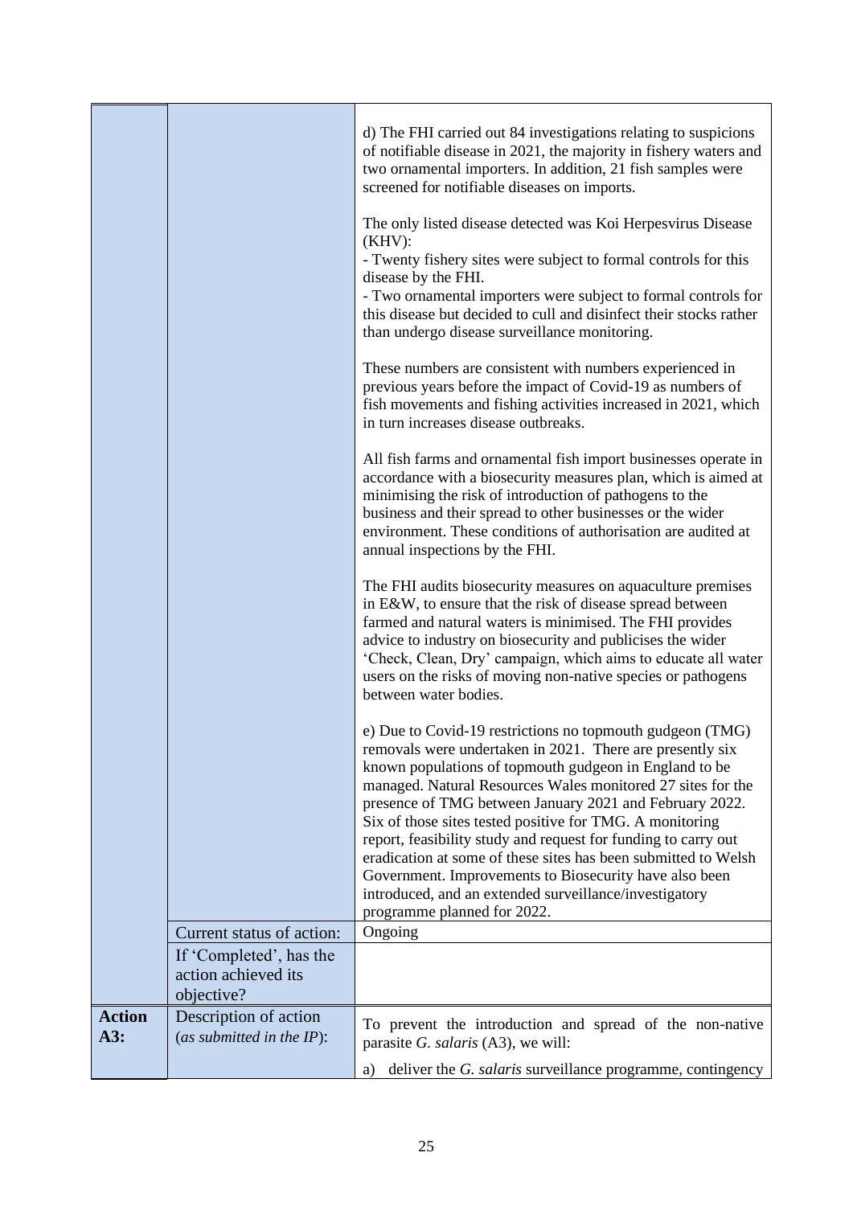| | | |
|---|---|---|
| | | d) The FHI carried out 84 investigations relating to suspicions of notifiable disease in 2021, the majority in fishery waters and two ornamental importers. In addition, 21 fish samples were screened for notifiable diseases on imports.<br><br>The only listed disease detected was Koi Herpesvirus Disease (KHV):<br>- Twenty fishery sites were subject to formal controls for this disease by the FHI.<br>- Two ornamental importers were subject to formal controls for this disease but decided to cull and disinfect their stocks rather than undergo disease surveillance monitoring.<br><br>These numbers are consistent with numbers experienced in previous years before the impact of Covid-19 as numbers of fish movements and fishing activities increased in 2021, which in turn increases disease outbreaks.<br><br>All fish farms and ornamental fish import businesses operate in accordance with a biosecurity measures plan, which is aimed at minimising the risk of introduction of pathogens to the business and their spread to other businesses or the wider environment. These conditions of authorisation are audited at annual inspections by the FHI.<br><br>The FHI audits biosecurity measures on aquaculture premises in E&W, to ensure that the risk of disease spread between farmed and natural waters is minimised. The FHI provides advice to industry on biosecurity and publicises the wider 'Check, Clean, Dry' campaign, which aims to educate all water users on the risks of moving non-native species or pathogens between water bodies.<br><br>e) Due to Covid-19 restrictions no topmouth gudgeon (TMG) removals were undertaken in 2021. There are presently six known populations of topmouth gudgeon in England to be managed. Natural Resources Wales monitored 27 sites for the presence of TMG between January 2021 and February 2022. Six of those sites tested positive for TMG. A monitoring report, feasibility study and request for funding to carry out eradication at some of these sites has been submitted to Welsh Government. Improvements to Biosecurity have also been introduced, and an extended surveillance/investigatory programme planned for 2022. |
| | Current status of action: | Ongoing |
| | If 'Completed', has the action achieved its objective? | |
| **Action A3:** | Description of action (*as submitted in the IP*): | To prevent the introduction and spread of the non-native parasite *G. salaris* (A3), we will:<br><br>a) deliver the *G. salaris* surveillance programme, contingency |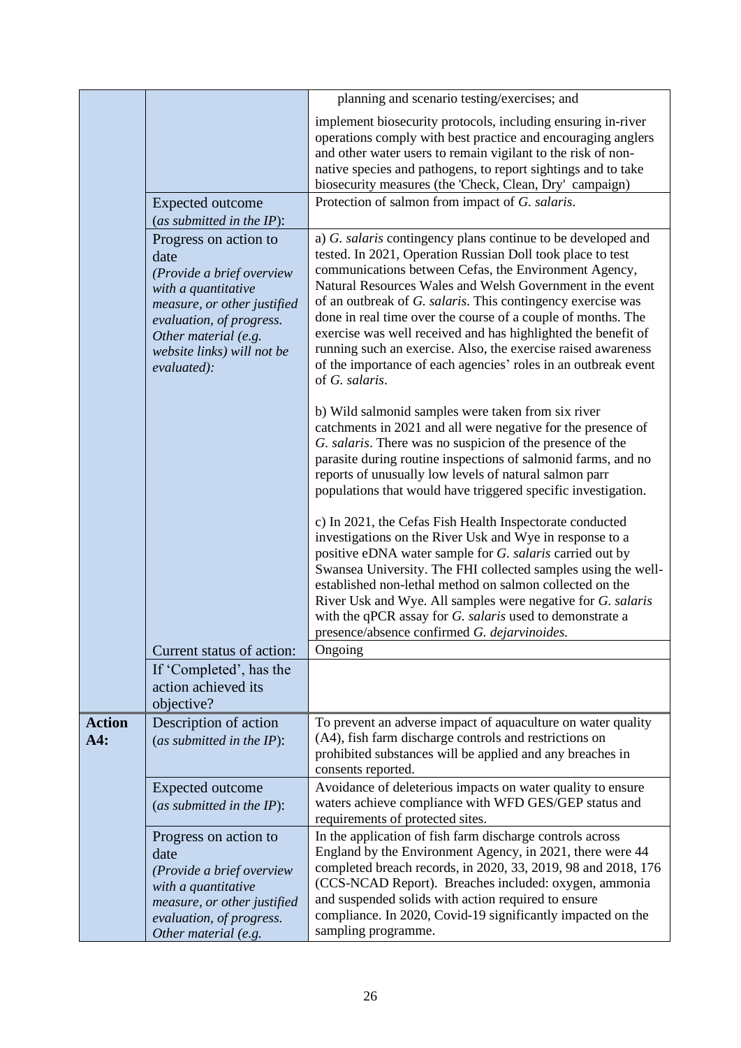| | | |
|---|---|---|
| | | planning and scenario testing/exercises; and<br><br>implement biosecurity protocols, including ensuring in-river operations comply with best practice and encouraging anglers and other water users to remain vigilant to the risk of non-native species and pathogens, to report sightings and to take biosecurity measures (the 'Check, Clean, Dry' campaign) |
| | Expected outcome (*as submitted in the IP*): | Protection of salmon from impact of *G. salaris*. |
| | Progress on action to date *(Provide a brief overview with a quantitative measure, or other justified evaluation, of progress. Other material (e.g. website links) will not be evaluated):* | a) *G. salaris* contingency plans continue to be developed and tested. In 2021, Operation Russian Doll took place to test communications between Cefas, the Environment Agency, Natural Resources Wales and Welsh Government in the event of an outbreak of *G. salaris*. This contingency exercise was done in real time over the course of a couple of months. The exercise was well received and has highlighted the benefit of running such an exercise. Also, the exercise raised awareness of the importance of each agencies' roles in an outbreak event of *G. salaris*.<br><br>b) Wild salmonid samples were taken from six river catchments in 2021 and all were negative for the presence of *G. salaris*. There was no suspicion of the presence of the parasite during routine inspections of salmonid farms, and no reports of unusually low levels of natural salmon parr populations that would have triggered specific investigation.<br><br>c) In 2021, the Cefas Fish Health Inspectorate conducted investigations on the River Usk and Wye in response to a positive eDNA water sample for *G. salaris* carried out by Swansea University. The FHI collected samples using the well-established non-lethal method on salmon collected on the River Usk and Wye. All samples were negative for *G. salaris* with the qPCR assay for *G. salaris* used to demonstrate a presence/absence confirmed *G. dejarvinoides.* |
| | Current status of action: | Ongoing |
| | If 'Completed', has the action achieved its objective? | |
| **Action A4:** | Description of action (*as submitted in the IP*): | To prevent an adverse impact of aquaculture on water quality (A4), fish farm discharge controls and restrictions on prohibited substances will be applied and any breaches in consents reported. |
| | Expected outcome (*as submitted in the IP*): | Avoidance of deleterious impacts on water quality to ensure waters achieve compliance with WFD GES/GEP status and requirements of protected sites. |
| | Progress on action to date *(Provide a brief overview with a quantitative measure, or other justified evaluation, of progress. Other material (e.g.* | In the application of fish farm discharge controls across England by the Environment Agency, in 2021, there were 44 completed breach records, in 2020, 33, 2019, 98 and 2018, 176 (CCS-NCAD Report). Breaches included: oxygen, ammonia and suspended solids with action required to ensure compliance. In 2020, Covid-19 significantly impacted on the sampling programme. |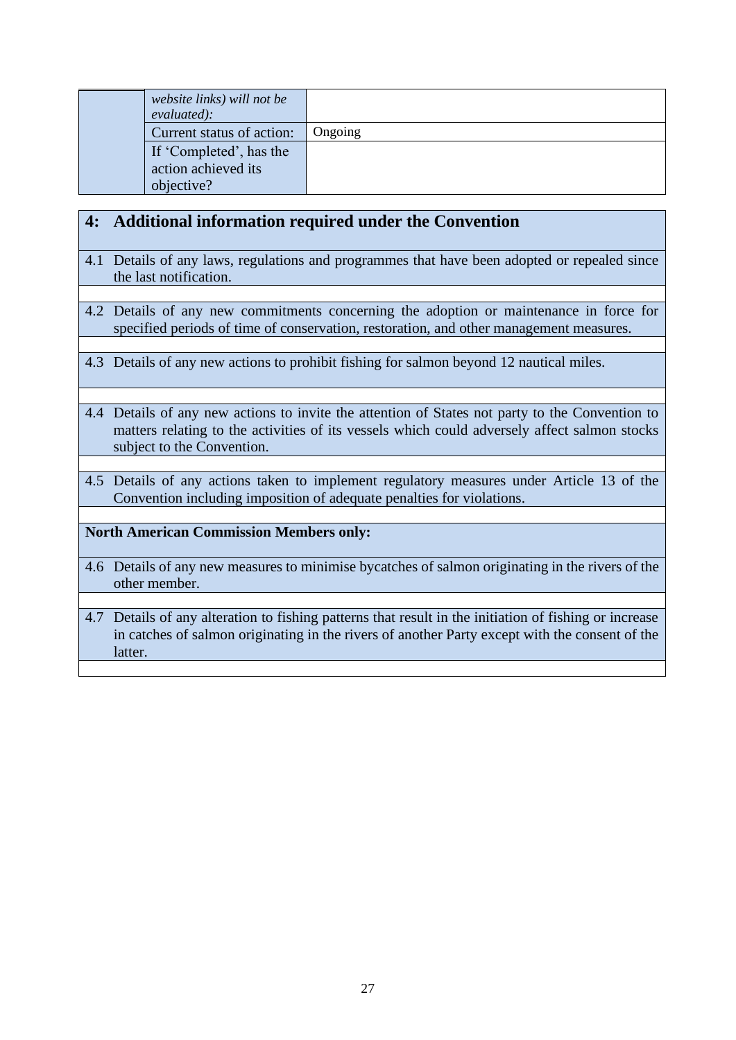| | | |
|---|---|---|
| | *website links) will not be evaluated):* | |
| | Current status of action: | Ongoing |
| | If 'Completed', has the action achieved its objective? | |

## 4: Additional information required under the Convention

4.1 Details of any laws, regulations and programmes that have been adopted or repealed since the last notification.

4.2 Details of any new commitments concerning the adoption or maintenance in force for specified periods of time of conservation, restoration, and other management measures.

4.3 Details of any new actions to prohibit fishing for salmon beyond 12 nautical miles.

4.4 Details of any new actions to invite the attention of States not party to the Convention to matters relating to the activities of its vessels which could adversely affect salmon stocks subject to the Convention.

4.5 Details of any actions taken to implement regulatory measures under Article 13 of the Convention including imposition of adequate penalties for violations.

**North American Commission Members only:**

4.6 Details of any new measures to minimise bycatches of salmon originating in the rivers of the other member.

4.7 Details of any alteration to fishing patterns that result in the initiation of fishing or increase in catches of salmon originating in the rivers of another Party except with the consent of the latter.